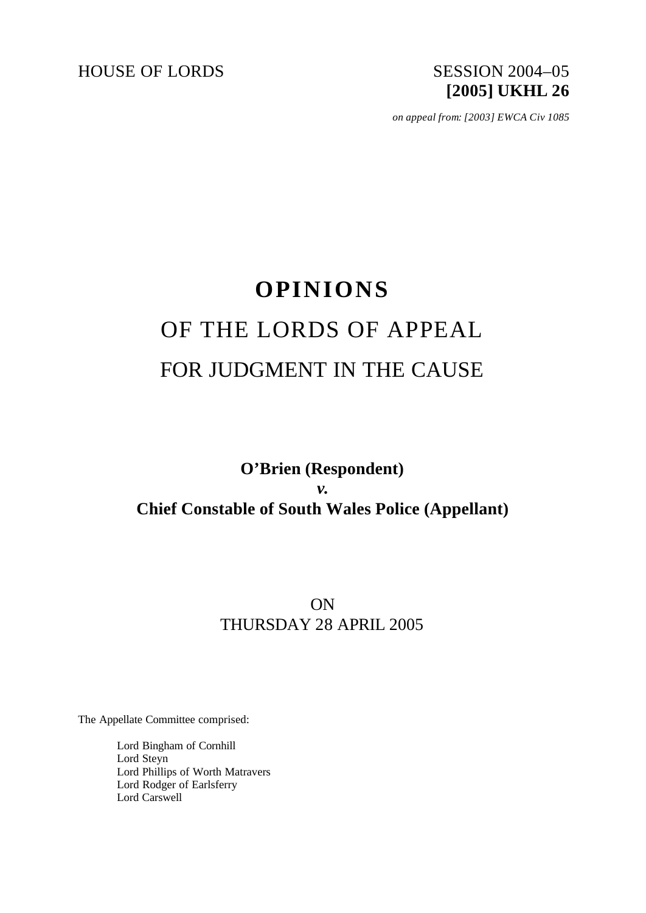HOUSE OF LORDS SESSION 2004–05

**[2005] UKHL 26**

*on appeal from: [2003] EWCA Civ 1085*

# OPINIONS

## OF THE LORDS OF APPEAL

## FOR JUDGMENT IN THE CAUSE

**O'Brien (Respondent)**

***v.***

**Chief Constable of South Wales Police (Appellant)**

ON

THURSDAY 28 APRIL 2005

The Appellate Committee comprised:

Lord Bingham of Cornhill
Lord Steyn
Lord Phillips of Worth Matravers
Lord Rodger of Earlsferry
Lord Carswell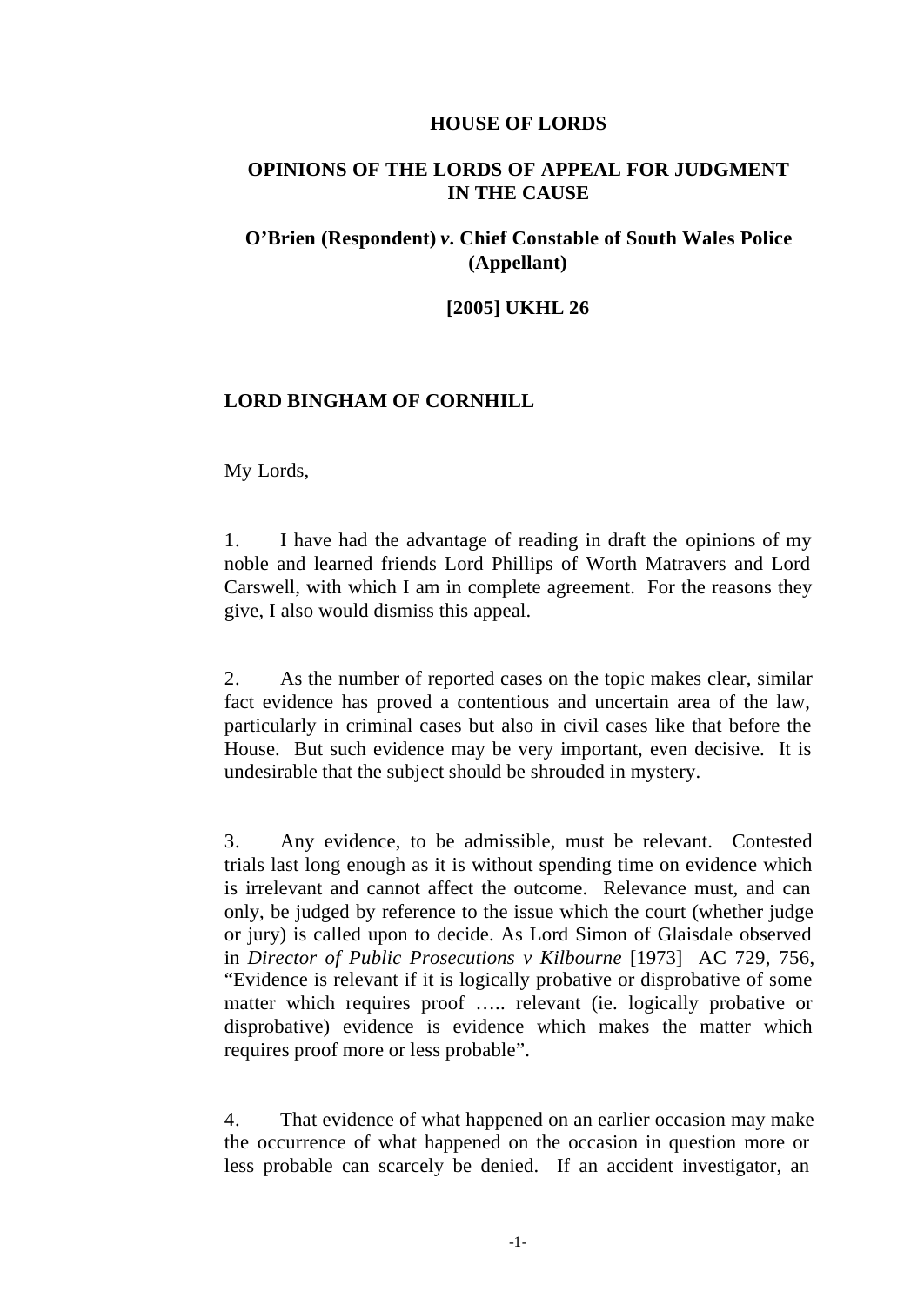**HOUSE OF LORDS**

**OPINIONS OF THE LORDS OF APPEAL FOR JUDGMENT IN THE CAUSE**

**O'Brien (Respondent) *v*. Chief Constable of South Wales Police (Appellant)**

**[2005] UKHL 26**

**LORD BINGHAM OF CORNHILL**

My Lords,

1. I have had the advantage of reading in draft the opinions of my noble and learned friends Lord Phillips of Worth Matravers and Lord Carswell, with which I am in complete agreement. For the reasons they give, I also would dismiss this appeal.

2. As the number of reported cases on the topic makes clear, similar fact evidence has proved a contentious and uncertain area of the law, particularly in criminal cases but also in civil cases like that before the House. But such evidence may be very important, even decisive. It is undesirable that the subject should be shrouded in mystery.

3. Any evidence, to be admissible, must be relevant. Contested trials last long enough as it is without spending time on evidence which is irrelevant and cannot affect the outcome. Relevance must, and can only, be judged by reference to the issue which the court (whether judge or jury) is called upon to decide. As Lord Simon of Glaisdale observed in *Director of Public Prosecutions v Kilbourne* [1973] AC 729, 756, "Evidence is relevant if it is logically probative or disprobative of some matter which requires proof ….. relevant (ie. logically probative or disprobative) evidence is evidence which makes the matter which requires proof more or less probable".

4. That evidence of what happened on an earlier occasion may make the occurrence of what happened on the occasion in question more or less probable can scarcely be denied. If an accident investigator, an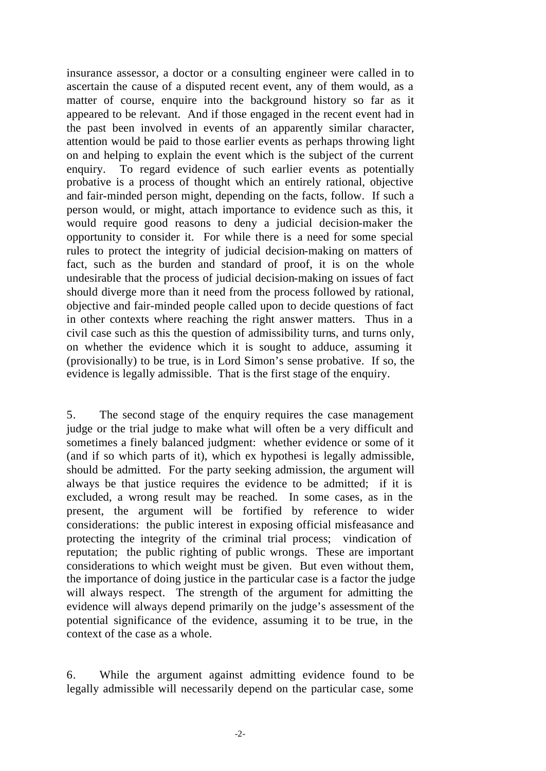insurance assessor, a doctor or a consulting engineer were called in to ascertain the cause of a disputed recent event, any of them would, as a matter of course, enquire into the background history so far as it appeared to be relevant. And if those engaged in the recent event had in the past been involved in events of an apparently similar character, attention would be paid to those earlier events as perhaps throwing light on and helping to explain the event which is the subject of the current enquiry. To regard evidence of such earlier events as potentially probative is a process of thought which an entirely rational, objective and fair-minded person might, depending on the facts, follow. If such a person would, or might, attach importance to evidence such as this, it would require good reasons to deny a judicial decision-maker the opportunity to consider it. For while there is a need for some special rules to protect the integrity of judicial decision-making on matters of fact, such as the burden and standard of proof, it is on the whole undesirable that the process of judicial decision-making on issues of fact should diverge more than it need from the process followed by rational, objective and fair-minded people called upon to decide questions of fact in other contexts where reaching the right answer matters. Thus in a civil case such as this the question of admissibility turns, and turns only, on whether the evidence which it is sought to adduce, assuming it (provisionally) to be true, is in Lord Simon's sense probative. If so, the evidence is legally admissible. That is the first stage of the enquiry.

5. The second stage of the enquiry requires the case management judge or the trial judge to make what will often be a very difficult and sometimes a finely balanced judgment: whether evidence or some of it (and if so which parts of it), which ex hypothesi is legally admissible, should be admitted. For the party seeking admission, the argument will always be that justice requires the evidence to be admitted; if it is excluded, a wrong result may be reached. In some cases, as in the present, the argument will be fortified by reference to wider considerations: the public interest in exposing official misfeasance and protecting the integrity of the criminal trial process; vindication of reputation; the public righting of public wrongs. These are important considerations to which weight must be given. But even without them, the importance of doing justice in the particular case is a factor the judge will always respect. The strength of the argument for admitting the evidence will always depend primarily on the judge's assessment of the potential significance of the evidence, assuming it to be true, in the context of the case as a whole.

6. While the argument against admitting evidence found to be legally admissible will necessarily depend on the particular case, some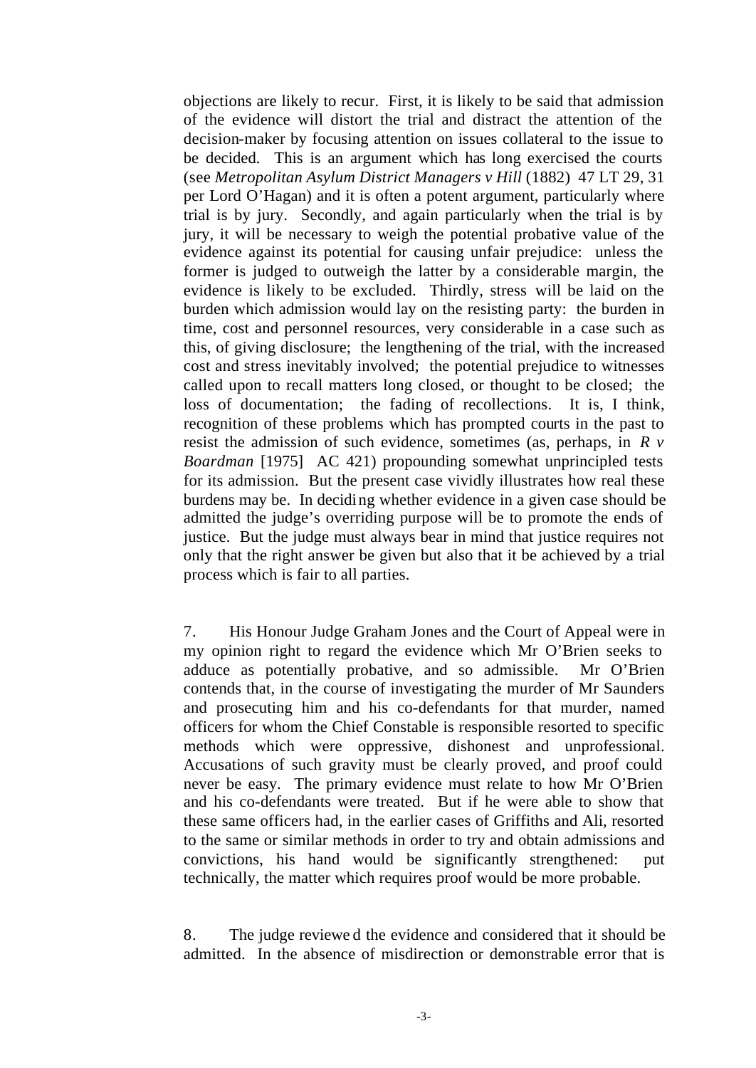objections are likely to recur. First, it is likely to be said that admission of the evidence will distort the trial and distract the attention of the decision-maker by focusing attention on issues collateral to the issue to be decided. This is an argument which has long exercised the courts (see *Metropolitan Asylum District Managers v Hill* (1882) 47 LT 29, 31 per Lord O'Hagan) and it is often a potent argument, particularly where trial is by jury. Secondly, and again particularly when the trial is by jury, it will be necessary to weigh the potential probative value of the evidence against its potential for causing unfair prejudice: unless the former is judged to outweigh the latter by a considerable margin, the evidence is likely to be excluded. Thirdly, stress will be laid on the burden which admission would lay on the resisting party: the burden in time, cost and personnel resources, very considerable in a case such as this, of giving disclosure; the lengthening of the trial, with the increased cost and stress inevitably involved; the potential prejudice to witnesses called upon to recall matters long closed, or thought to be closed; the loss of documentation; the fading of recollections. It is, I think, recognition of these problems which has prompted courts in the past to resist the admission of such evidence, sometimes (as, perhaps, in *R v Boardman* [1975] AC 421) propounding somewhat unprincipled tests for its admission. But the present case vividly illustrates how real these burdens may be. In deciding whether evidence in a given case should be admitted the judge's overriding purpose will be to promote the ends of justice. But the judge must always bear in mind that justice requires not only that the right answer be given but also that it be achieved by a trial process which is fair to all parties.

7. His Honour Judge Graham Jones and the Court of Appeal were in my opinion right to regard the evidence which Mr O'Brien seeks to adduce as potentially probative, and so admissible. Mr O'Brien contends that, in the course of investigating the murder of Mr Saunders and prosecuting him and his co-defendants for that murder, named officers for whom the Chief Constable is responsible resorted to specific methods which were oppressive, dishonest and unprofessional. Accusations of such gravity must be clearly proved, and proof could never be easy. The primary evidence must relate to how Mr O'Brien and his co-defendants were treated. But if he were able to show that these same officers had, in the earlier cases of Griffiths and Ali, resorted to the same or similar methods in order to try and obtain admissions and convictions, his hand would be significantly strengthened: put technically, the matter which requires proof would be more probable.

8. The judge reviewed the evidence and considered that it should be admitted. In the absence of misdirection or demonstrable error that is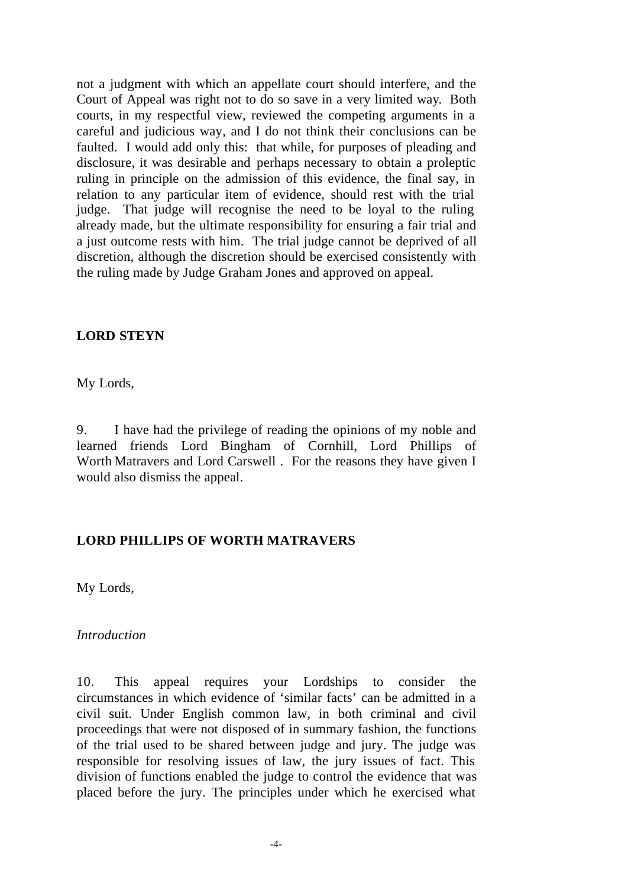not a judgment with which an appellate court should interfere, and the Court of Appeal was right not to do so save in a very limited way. Both courts, in my respectful view, reviewed the competing arguments in a careful and judicious way, and I do not think their conclusions can be faulted. I would add only this: that while, for purposes of pleading and disclosure, it was desirable and perhaps necessary to obtain a proleptic ruling in principle on the admission of this evidence, the final say, in relation to any particular item of evidence, should rest with the trial judge. That judge will recognise the need to be loyal to the ruling already made, but the ultimate responsibility for ensuring a fair trial and a just outcome rests with him. The trial judge cannot be deprived of all discretion, although the discretion should be exercised consistently with the ruling made by Judge Graham Jones and approved on appeal.

**LORD STEYN**

My Lords,

9. I have had the privilege of reading the opinions of my noble and learned friends Lord Bingham of Cornhill, Lord Phillips of Worth Matravers and Lord Carswell . For the reasons they have given I would also dismiss the appeal.

**LORD PHILLIPS OF WORTH MATRAVERS**

My Lords,

*Introduction*

10. This appeal requires your Lordships to consider the circumstances in which evidence of 'similar facts' can be admitted in a civil suit. Under English common law, in both criminal and civil proceedings that were not disposed of in summary fashion, the functions of the trial used to be shared between judge and jury. The judge was responsible for resolving issues of law, the jury issues of fact. This division of functions enabled the judge to control the evidence that was placed before the jury. The principles under which he exercised what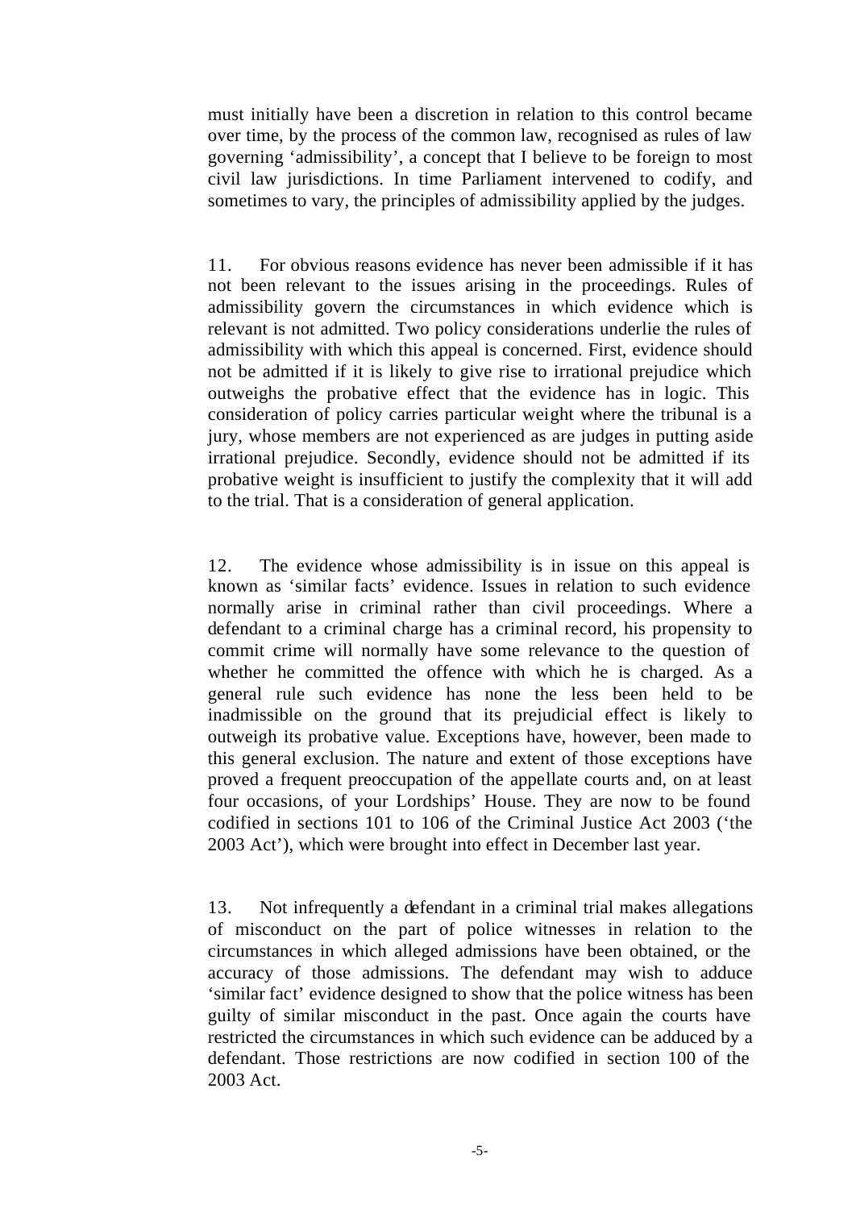must initially have been a discretion in relation to this control became over time, by the process of the common law, recognised as rules of law governing 'admissibility', a concept that I believe to be foreign to most civil law jurisdictions. In time Parliament intervened to codify, and sometimes to vary, the principles of admissibility applied by the judges.

11. For obvious reasons evidence has never been admissible if it has not been relevant to the issues arising in the proceedings. Rules of admissibility govern the circumstances in which evidence which is relevant is not admitted. Two policy considerations underlie the rules of admissibility with which this appeal is concerned. First, evidence should not be admitted if it is likely to give rise to irrational prejudice which outweighs the probative effect that the evidence has in logic. This consideration of policy carries particular weight where the tribunal is a jury, whose members are not experienced as are judges in putting aside irrational prejudice. Secondly, evidence should not be admitted if its probative weight is insufficient to justify the complexity that it will add to the trial. That is a consideration of general application.

12. The evidence whose admissibility is in issue on this appeal is known as 'similar facts' evidence. Issues in relation to such evidence normally arise in criminal rather than civil proceedings. Where a defendant to a criminal charge has a criminal record, his propensity to commit crime will normally have some relevance to the question of whether he committed the offence with which he is charged. As a general rule such evidence has none the less been held to be inadmissible on the ground that its prejudicial effect is likely to outweigh its probative value. Exceptions have, however, been made to this general exclusion. The nature and extent of those exceptions have proved a frequent preoccupation of the appellate courts and, on at least four occasions, of your Lordships' House. They are now to be found codified in sections 101 to 106 of the Criminal Justice Act 2003 ('the 2003 Act'), which were brought into effect in December last year.

13. Not infrequently a defendant in a criminal trial makes allegations of misconduct on the part of police witnesses in relation to the circumstances in which alleged admissions have been obtained, or the accuracy of those admissions. The defendant may wish to adduce 'similar fact' evidence designed to show that the police witness has been guilty of similar misconduct in the past. Once again the courts have restricted the circumstances in which such evidence can be adduced by a defendant. Those restrictions are now codified in section 100 of the 2003 Act.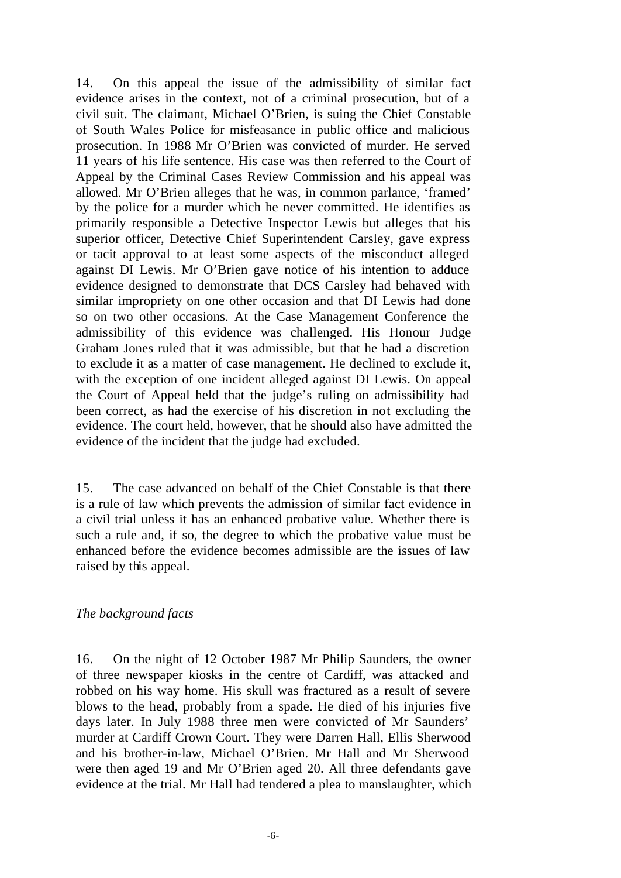14. On this appeal the issue of the admissibility of similar fact evidence arises in the context, not of a criminal prosecution, but of a civil suit. The claimant, Michael O'Brien, is suing the Chief Constable of South Wales Police for misfeasance in public office and malicious prosecution. In 1988 Mr O'Brien was convicted of murder. He served 11 years of his life sentence. His case was then referred to the Court of Appeal by the Criminal Cases Review Commission and his appeal was allowed. Mr O'Brien alleges that he was, in common parlance, 'framed' by the police for a murder which he never committed. He identifies as primarily responsible a Detective Inspector Lewis but alleges that his superior officer, Detective Chief Superintendent Carsley, gave express or tacit approval to at least some aspects of the misconduct alleged against DI Lewis. Mr O'Brien gave notice of his intention to adduce evidence designed to demonstrate that DCS Carsley had behaved with similar impropriety on one other occasion and that DI Lewis had done so on two other occasions. At the Case Management Conference the admissibility of this evidence was challenged. His Honour Judge Graham Jones ruled that it was admissible, but that he had a discretion to exclude it as a matter of case management. He declined to exclude it, with the exception of one incident alleged against DI Lewis. On appeal the Court of Appeal held that the judge's ruling on admissibility had been correct, as had the exercise of his discretion in not excluding the evidence. The court held, however, that he should also have admitted the evidence of the incident that the judge had excluded.

15. The case advanced on behalf of the Chief Constable is that there is a rule of law which prevents the admission of similar fact evidence in a civil trial unless it has an enhanced probative value. Whether there is such a rule and, if so, the degree to which the probative value must be enhanced before the evidence becomes admissible are the issues of law raised by this appeal.

*The background facts*

16. On the night of 12 October 1987 Mr Philip Saunders, the owner of three newspaper kiosks in the centre of Cardiff, was attacked and robbed on his way home. His skull was fractured as a result of severe blows to the head, probably from a spade. He died of his injuries five days later. In July 1988 three men were convicted of Mr Saunders' murder at Cardiff Crown Court. They were Darren Hall, Ellis Sherwood and his brother-in-law, Michael O'Brien. Mr Hall and Mr Sherwood were then aged 19 and Mr O'Brien aged 20. All three defendants gave evidence at the trial. Mr Hall had tendered a plea to manslaughter, which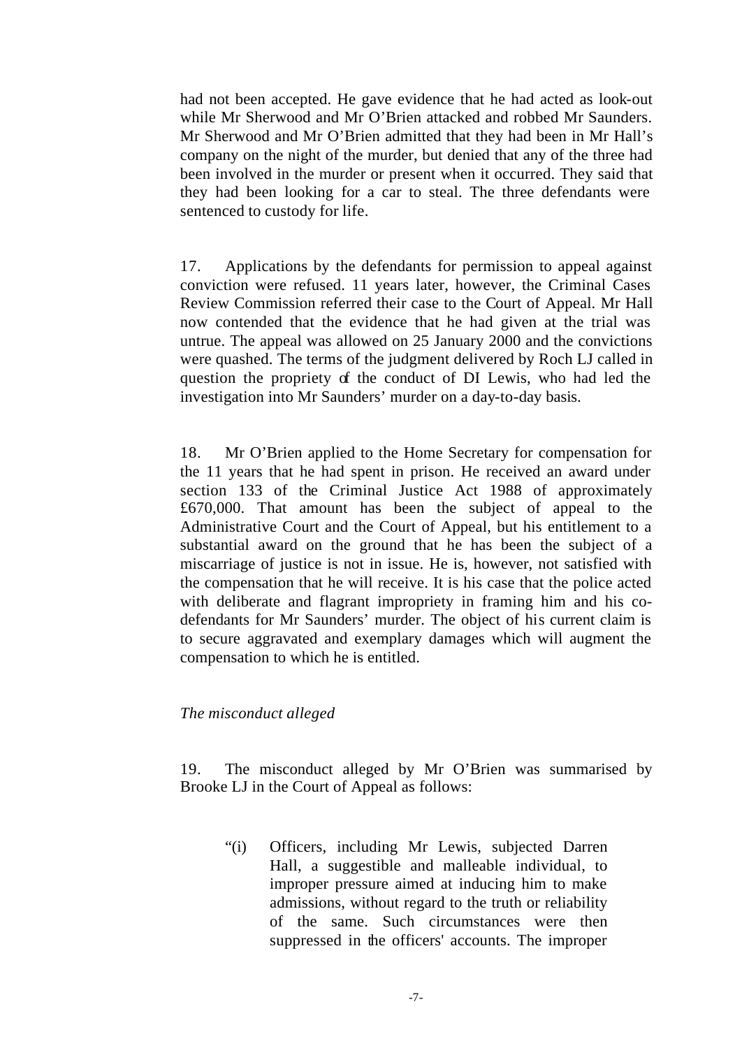had not been accepted. He gave evidence that he had acted as look-out while Mr Sherwood and Mr O'Brien attacked and robbed Mr Saunders. Mr Sherwood and Mr O'Brien admitted that they had been in Mr Hall's company on the night of the murder, but denied that any of the three had been involved in the murder or present when it occurred. They said that they had been looking for a car to steal. The three defendants were sentenced to custody for life.

17. Applications by the defendants for permission to appeal against conviction were refused. 11 years later, however, the Criminal Cases Review Commission referred their case to the Court of Appeal. Mr Hall now contended that the evidence that he had given at the trial was untrue. The appeal was allowed on 25 January 2000 and the convictions were quashed. The terms of the judgment delivered by Roch LJ called in question the propriety of the conduct of DI Lewis, who had led the investigation into Mr Saunders' murder on a day-to-day basis.

18. Mr O'Brien applied to the Home Secretary for compensation for the 11 years that he had spent in prison. He received an award under section 133 of the Criminal Justice Act 1988 of approximately £670,000. That amount has been the subject of appeal to the Administrative Court and the Court of Appeal, but his entitlement to a substantial award on the ground that he has been the subject of a miscarriage of justice is not in issue. He is, however, not satisfied with the compensation that he will receive. It is his case that the police acted with deliberate and flagrant impropriety in framing him and his co-defendants for Mr Saunders' murder. The object of his current claim is to secure aggravated and exemplary damages which will augment the compensation to which he is entitled.

*The misconduct alleged*

19. The misconduct alleged by Mr O'Brien was summarised by Brooke LJ in the Court of Appeal as follows:

> "(i) Officers, including Mr Lewis, subjected Darren Hall, a suggestible and malleable individual, to improper pressure aimed at inducing him to make admissions, without regard to the truth or reliability of the same. Such circumstances were then suppressed in the officers' accounts. The improper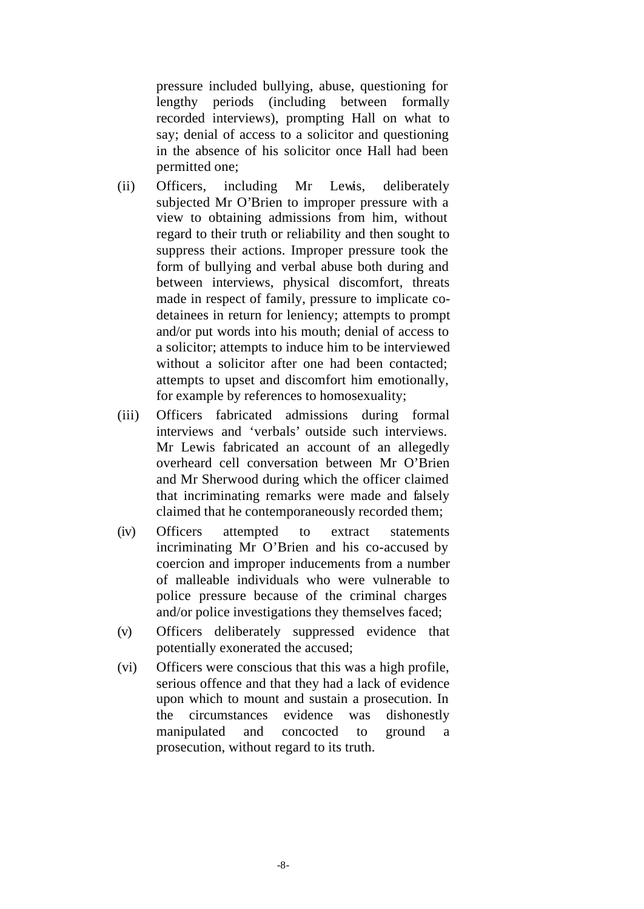pressure included bullying, abuse, questioning for lengthy periods (including between formally recorded interviews), prompting Hall on what to say; denial of access to a solicitor and questioning in the absence of his solicitor once Hall had been permitted one;

(ii) Officers, including Mr Lewis, deliberately subjected Mr O'Brien to improper pressure with a view to obtaining admissions from him, without regard to their truth or reliability and then sought to suppress their actions. Improper pressure took the form of bullying and verbal abuse both during and between interviews, physical discomfort, threats made in respect of family, pressure to implicate co-detainees in return for leniency; attempts to prompt and/or put words into his mouth; denial of access to a solicitor; attempts to induce him to be interviewed without a solicitor after one had been contacted; attempts to upset and discomfort him emotionally, for example by references to homosexuality;

(iii) Officers fabricated admissions during formal interviews and 'verbals' outside such interviews. Mr Lewis fabricated an account of an allegedly overheard cell conversation between Mr O'Brien and Mr Sherwood during which the officer claimed that incriminating remarks were made and falsely claimed that he contemporaneously recorded them;

(iv) Officers attempted to extract statements incriminating Mr O'Brien and his co-accused by coercion and improper inducements from a number of malleable individuals who were vulnerable to police pressure because of the criminal charges and/or police investigations they themselves faced;

(v) Officers deliberately suppressed evidence that potentially exonerated the accused;

(vi) Officers were conscious that this was a high profile, serious offence and that they had a lack of evidence upon which to mount and sustain a prosecution. In the circumstances evidence was dishonestly manipulated and concocted to ground a prosecution, without regard to its truth.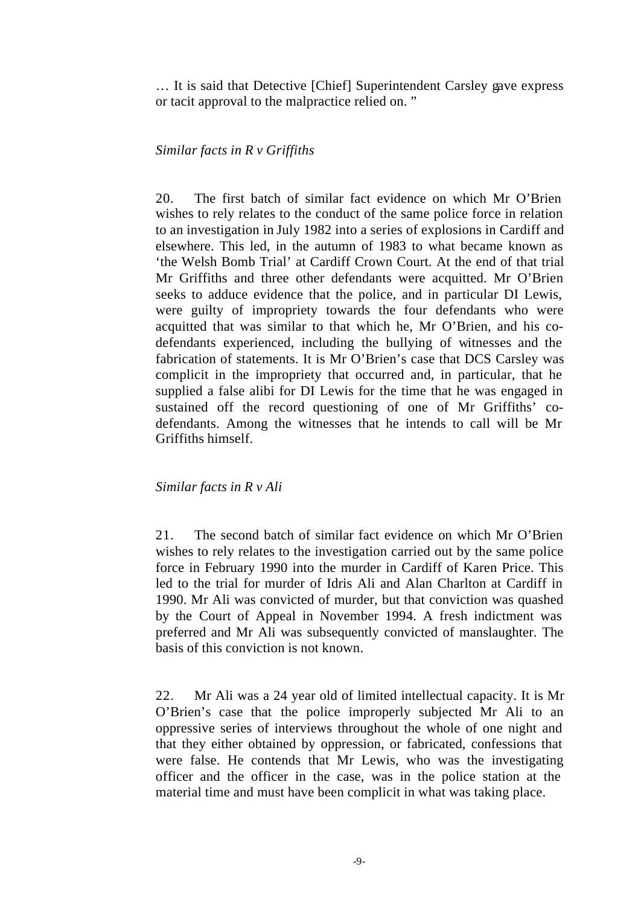… It is said that Detective [Chief] Superintendent Carsley gave express or tacit approval to the malpractice relied on. "

*Similar facts in R v Griffiths*

20. The first batch of similar fact evidence on which Mr O'Brien wishes to rely relates to the conduct of the same police force in relation to an investigation in July 1982 into a series of explosions in Cardiff and elsewhere. This led, in the autumn of 1983 to what became known as 'the Welsh Bomb Trial' at Cardiff Crown Court. At the end of that trial Mr Griffiths and three other defendants were acquitted. Mr O'Brien seeks to adduce evidence that the police, and in particular DI Lewis, were guilty of impropriety towards the four defendants who were acquitted that was similar to that which he, Mr O'Brien, and his co-defendants experienced, including the bullying of witnesses and the fabrication of statements. It is Mr O'Brien's case that DCS Carsley was complicit in the impropriety that occurred and, in particular, that he supplied a false alibi for DI Lewis for the time that he was engaged in sustained off the record questioning of one of Mr Griffiths' co-defendants. Among the witnesses that he intends to call will be Mr Griffiths himself.

*Similar facts in R v Ali*

21. The second batch of similar fact evidence on which Mr O'Brien wishes to rely relates to the investigation carried out by the same police force in February 1990 into the murder in Cardiff of Karen Price. This led to the trial for murder of Idris Ali and Alan Charlton at Cardiff in 1990. Mr Ali was convicted of murder, but that conviction was quashed by the Court of Appeal in November 1994. A fresh indictment was preferred and Mr Ali was subsequently convicted of manslaughter. The basis of this conviction is not known.

22. Mr Ali was a 24 year old of limited intellectual capacity. It is Mr O'Brien's case that the police improperly subjected Mr Ali to an oppressive series of interviews throughout the whole of one night and that they either obtained by oppression, or fabricated, confessions that were false. He contends that Mr Lewis, who was the investigating officer and the officer in the case, was in the police station at the material time and must have been complicit in what was taking place.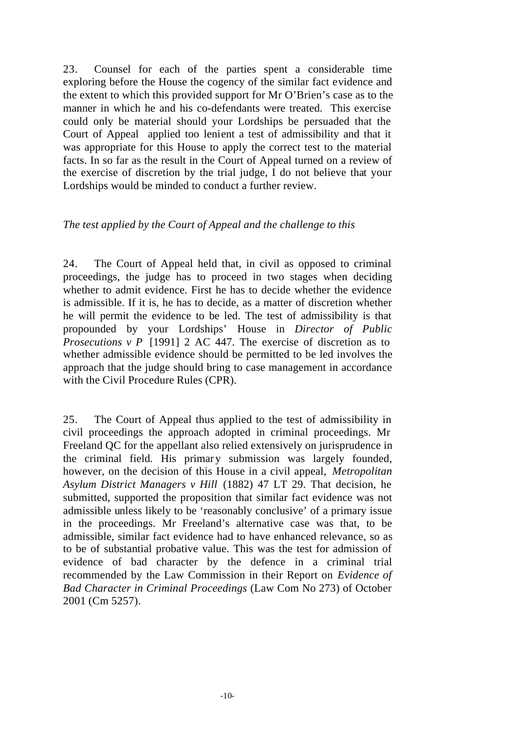23. Counsel for each of the parties spent a considerable time exploring before the House the cogency of the similar fact evidence and the extent to which this provided support for Mr O'Brien's case as to the manner in which he and his co-defendants were treated. This exercise could only be material should your Lordships be persuaded that the Court of Appeal applied too lenient a test of admissibility and that it was appropriate for this House to apply the correct test to the material facts. In so far as the result in the Court of Appeal turned on a review of the exercise of discretion by the trial judge, I do not believe that your Lordships would be minded to conduct a further review.

*The test applied by the Court of Appeal and the challenge to this*

24. The Court of Appeal held that, in civil as opposed to criminal proceedings, the judge has to proceed in two stages when deciding whether to admit evidence. First he has to decide whether the evidence is admissible. If it is, he has to decide, as a matter of discretion whether he will permit the evidence to be led. The test of admissibility is that propounded by your Lordships' House in *Director of Public Prosecutions v P* [1991] 2 AC 447. The exercise of discretion as to whether admissible evidence should be permitted to be led involves the approach that the judge should bring to case management in accordance with the Civil Procedure Rules (CPR).

25. The Court of Appeal thus applied to the test of admissibility in civil proceedings the approach adopted in criminal proceedings. Mr Freeland QC for the appellant also relied extensively on jurisprudence in the criminal field. His primary submission was largely founded, however, on the decision of this House in a civil appeal, *Metropolitan Asylum District Managers v Hill* (1882) 47 LT 29. That decision, he submitted, supported the proposition that similar fact evidence was not admissible unless likely to be 'reasonably conclusive' of a primary issue in the proceedings. Mr Freeland's alternative case was that, to be admissible, similar fact evidence had to have enhanced relevance, so as to be of substantial probative value. This was the test for admission of evidence of bad character by the defence in a criminal trial recommended by the Law Commission in their Report on *Evidence of Bad Character in Criminal Proceedings* (Law Com No 273) of October 2001 (Cm 5257).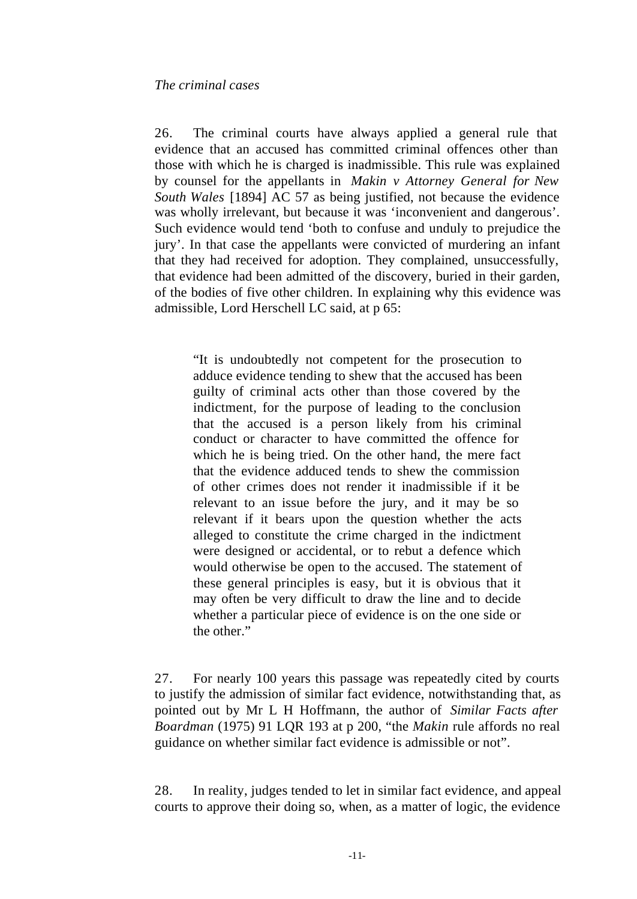*The criminal cases*

26. The criminal courts have always applied a general rule that evidence that an accused has committed criminal offences other than those with which he is charged is inadmissible. This rule was explained by counsel for the appellants in *Makin v Attorney General for New South Wales* [1894] AC 57 as being justified, not because the evidence was wholly irrelevant, but because it was 'inconvenient and dangerous'. Such evidence would tend 'both to confuse and unduly to prejudice the jury'. In that case the appellants were convicted of murdering an infant that they had received for adoption. They complained, unsuccessfully, that evidence had been admitted of the discovery, buried in their garden, of the bodies of five other children. In explaining why this evidence was admissible, Lord Herschell LC said, at p 65:

> "It is undoubtedly not competent for the prosecution to adduce evidence tending to shew that the accused has been guilty of criminal acts other than those covered by the indictment, for the purpose of leading to the conclusion that the accused is a person likely from his criminal conduct or character to have committed the offence for which he is being tried. On the other hand, the mere fact that the evidence adduced tends to shew the commission of other crimes does not render it inadmissible if it be relevant to an issue before the jury, and it may be so relevant if it bears upon the question whether the acts alleged to constitute the crime charged in the indictment were designed or accidental, or to rebut a defence which would otherwise be open to the accused. The statement of these general principles is easy, but it is obvious that it may often be very difficult to draw the line and to decide whether a particular piece of evidence is on the one side or the other."

27. For nearly 100 years this passage was repeatedly cited by courts to justify the admission of similar fact evidence, notwithstanding that, as pointed out by Mr L H Hoffmann, the author of *Similar Facts after Boardman* (1975) 91 LQR 193 at p 200, "the *Makin* rule affords no real guidance on whether similar fact evidence is admissible or not".

28. In reality, judges tended to let in similar fact evidence, and appeal courts to approve their doing so, when, as a matter of logic, the evidence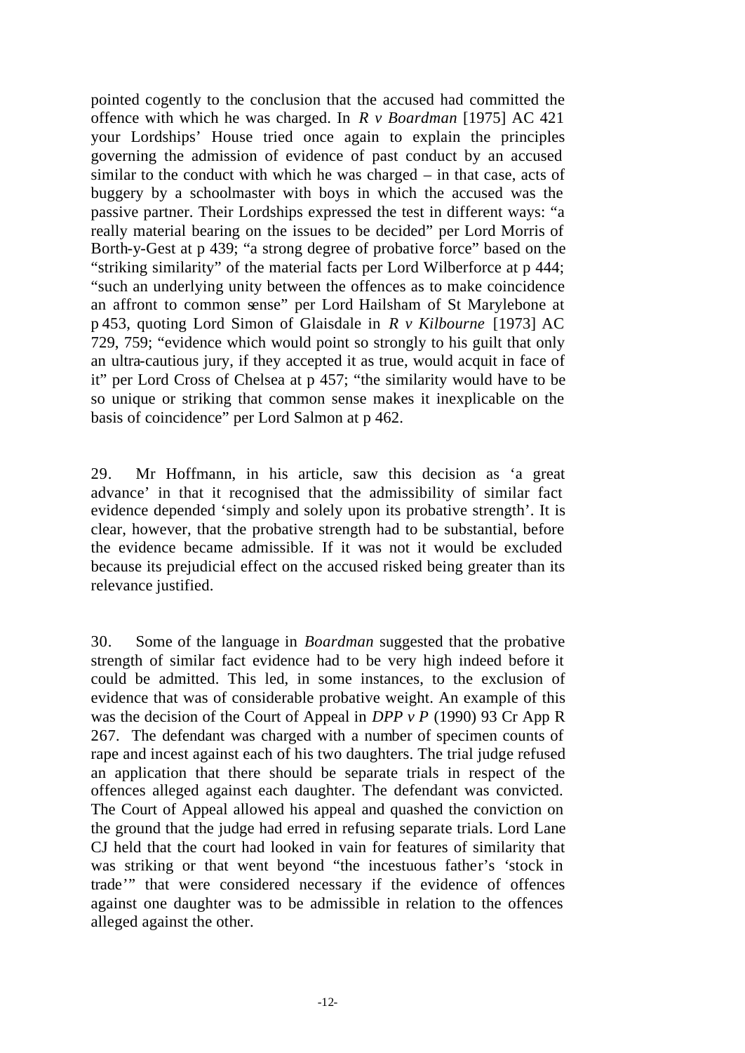pointed cogently to the conclusion that the accused had committed the offence with which he was charged. In *R v Boardman* [1975] AC 421 your Lordships' House tried once again to explain the principles governing the admission of evidence of past conduct by an accused similar to the conduct with which he was charged – in that case, acts of buggery by a schoolmaster with boys in which the accused was the passive partner. Their Lordships expressed the test in different ways: "a really material bearing on the issues to be decided" per Lord Morris of Borth-y-Gest at p 439; "a strong degree of probative force" based on the "striking similarity" of the material facts per Lord Wilberforce at p 444; "such an underlying unity between the offences as to make coincidence an affront to common sense" per Lord Hailsham of St Marylebone at p 453, quoting Lord Simon of Glaisdale in *R v Kilbourne* [1973] AC 729, 759; "evidence which would point so strongly to his guilt that only an ultra-cautious jury, if they accepted it as true, would acquit in face of it" per Lord Cross of Chelsea at p 457; "the similarity would have to be so unique or striking that common sense makes it inexplicable on the basis of coincidence" per Lord Salmon at p 462.

29. Mr Hoffmann, in his article, saw this decision as 'a great advance' in that it recognised that the admissibility of similar fact evidence depended 'simply and solely upon its probative strength'. It is clear, however, that the probative strength had to be substantial, before the evidence became admissible. If it was not it would be excluded because its prejudicial effect on the accused risked being greater than its relevance justified.

30. Some of the language in *Boardman* suggested that the probative strength of similar fact evidence had to be very high indeed before it could be admitted. This led, in some instances, to the exclusion of evidence that was of considerable probative weight. An example of this was the decision of the Court of Appeal in *DPP v P* (1990) 93 Cr App R 267. The defendant was charged with a number of specimen counts of rape and incest against each of his two daughters. The trial judge refused an application that there should be separate trials in respect of the offences alleged against each daughter. The defendant was convicted. The Court of Appeal allowed his appeal and quashed the conviction on the ground that the judge had erred in refusing separate trials. Lord Lane CJ held that the court had looked in vain for features of similarity that was striking or that went beyond "the incestuous father's 'stock in trade'" that were considered necessary if the evidence of offences against one daughter was to be admissible in relation to the offences alleged against the other.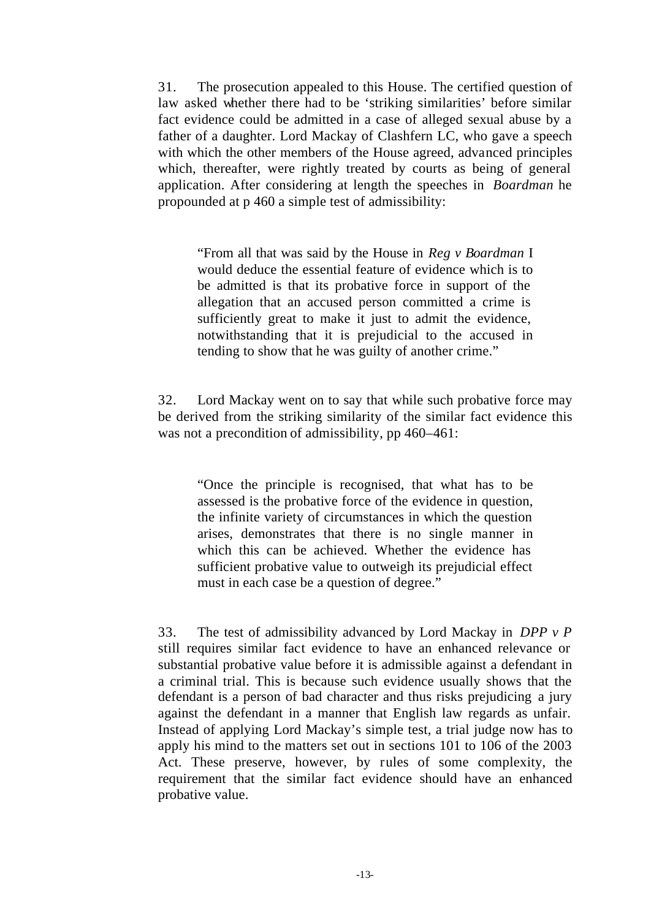31. The prosecution appealed to this House. The certified question of law asked whether there had to be 'striking similarities' before similar fact evidence could be admitted in a case of alleged sexual abuse by a father of a daughter. Lord Mackay of Clashfern LC, who gave a speech with which the other members of the House agreed, advanced principles which, thereafter, were rightly treated by courts as being of general application. After considering at length the speeches in *Boardman* he propounded at p 460 a simple test of admissibility:

> "From all that was said by the House in *Reg v Boardman* I would deduce the essential feature of evidence which is to be admitted is that its probative force in support of the allegation that an accused person committed a crime is sufficiently great to make it just to admit the evidence, notwithstanding that it is prejudicial to the accused in tending to show that he was guilty of another crime."

32. Lord Mackay went on to say that while such probative force may be derived from the striking similarity of the similar fact evidence this was not a precondition of admissibility, pp 460–461:

> "Once the principle is recognised, that what has to be assessed is the probative force of the evidence in question, the infinite variety of circumstances in which the question arises, demonstrates that there is no single manner in which this can be achieved. Whether the evidence has sufficient probative value to outweigh its prejudicial effect must in each case be a question of degree."

33. The test of admissibility advanced by Lord Mackay in *DPP v P* still requires similar fact evidence to have an enhanced relevance or substantial probative value before it is admissible against a defendant in a criminal trial. This is because such evidence usually shows that the defendant is a person of bad character and thus risks prejudicing a jury against the defendant in a manner that English law regards as unfair. Instead of applying Lord Mackay's simple test, a trial judge now has to apply his mind to the matters set out in sections 101 to 106 of the 2003 Act. These preserve, however, by rules of some complexity, the requirement that the similar fact evidence should have an enhanced probative value.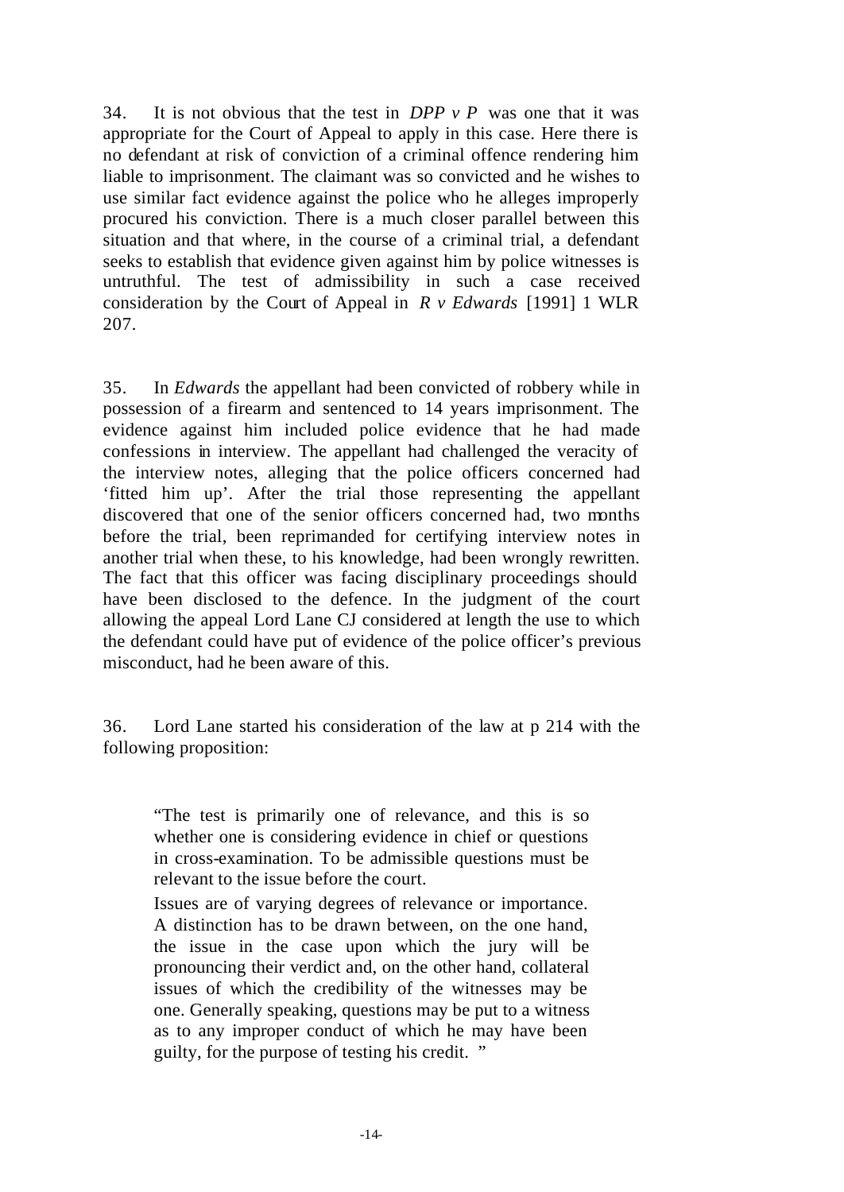34. It is not obvious that the test in *DPP v P* was one that it was appropriate for the Court of Appeal to apply in this case. Here there is no defendant at risk of conviction of a criminal offence rendering him liable to imprisonment. The claimant was so convicted and he wishes to use similar fact evidence against the police who he alleges improperly procured his conviction. There is a much closer parallel between this situation and that where, in the course of a criminal trial, a defendant seeks to establish that evidence given against him by police witnesses is untruthful. The test of admissibility in such a case received consideration by the Court of Appeal in *R v Edwards* [1991] 1 WLR 207.

35. In *Edwards* the appellant had been convicted of robbery while in possession of a firearm and sentenced to 14 years imprisonment. The evidence against him included police evidence that he had made confessions in interview. The appellant had challenged the veracity of the interview notes, alleging that the police officers concerned had 'fitted him up'. After the trial those representing the appellant discovered that one of the senior officers concerned had, two months before the trial, been reprimanded for certifying interview notes in another trial when these, to his knowledge, had been wrongly rewritten. The fact that this officer was facing disciplinary proceedings should have been disclosed to the defence. In the judgment of the court allowing the appeal Lord Lane CJ considered at length the use to which the defendant could have put of evidence of the police officer's previous misconduct, had he been aware of this.

36. Lord Lane started his consideration of the law at p 214 with the following proposition:

> "The test is primarily one of relevance, and this is so whether one is considering evidence in chief or questions in cross-examination. To be admissible questions must be relevant to the issue before the court.
>
> Issues are of varying degrees of relevance or importance. A distinction has to be drawn between, on the one hand, the issue in the case upon which the jury will be pronouncing their verdict and, on the other hand, collateral issues of which the credibility of the witnesses may be one. Generally speaking, questions may be put to a witness as to any improper conduct of which he may have been guilty, for the purpose of testing his credit. "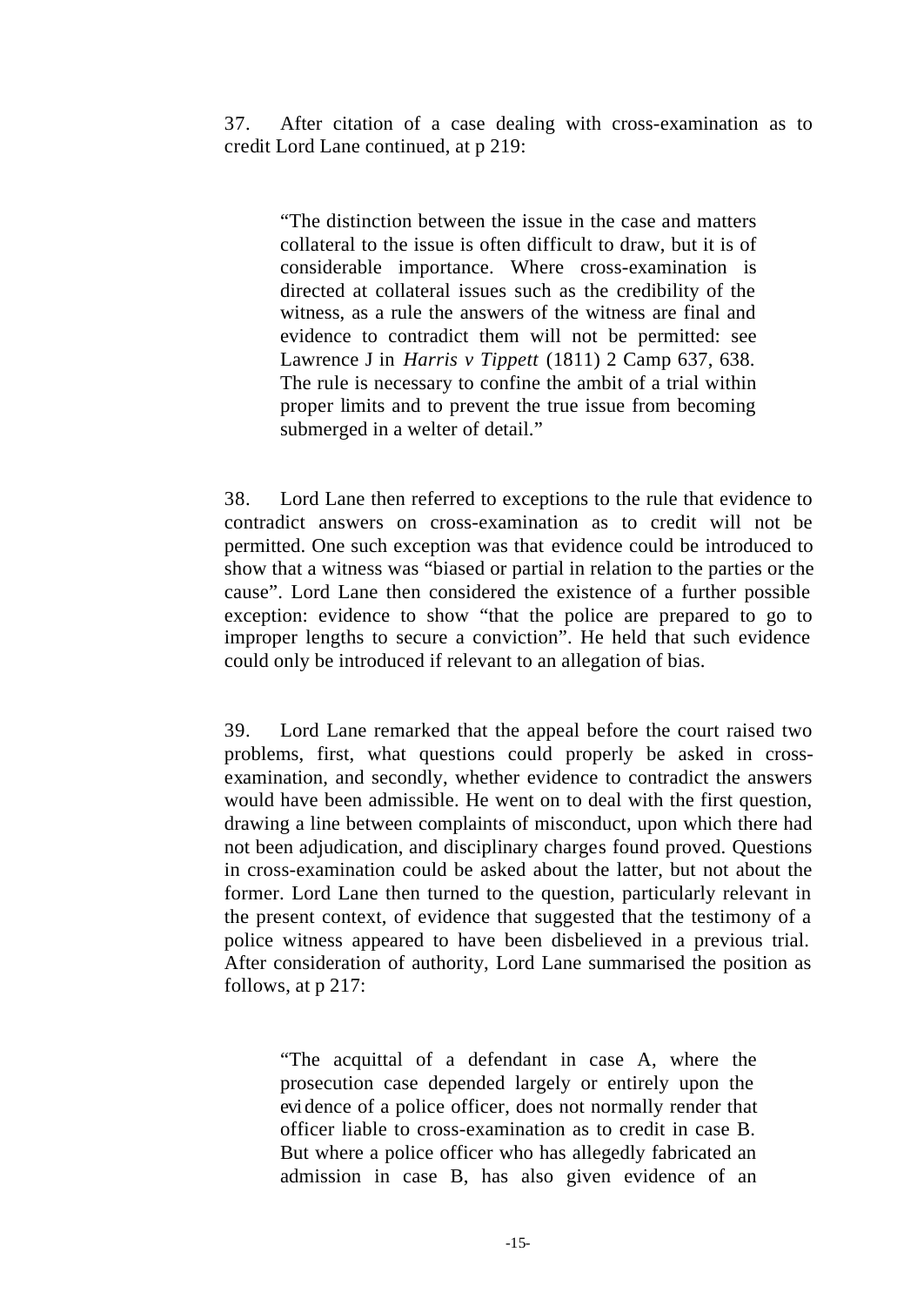37. After citation of a case dealing with cross-examination as to credit Lord Lane continued, at p 219:

> "The distinction between the issue in the case and matters collateral to the issue is often difficult to draw, but it is of considerable importance. Where cross-examination is directed at collateral issues such as the credibility of the witness, as a rule the answers of the witness are final and evidence to contradict them will not be permitted: see Lawrence J in *Harris v Tippett* (1811) 2 Camp 637, 638. The rule is necessary to confine the ambit of a trial within proper limits and to prevent the true issue from becoming submerged in a welter of detail."

38. Lord Lane then referred to exceptions to the rule that evidence to contradict answers on cross-examination as to credit will not be permitted. One such exception was that evidence could be introduced to show that a witness was "biased or partial in relation to the parties or the cause". Lord Lane then considered the existence of a further possible exception: evidence to show "that the police are prepared to go to improper lengths to secure a conviction". He held that such evidence could only be introduced if relevant to an allegation of bias.

39. Lord Lane remarked that the appeal before the court raised two problems, first, what questions could properly be asked in cross-examination, and secondly, whether evidence to contradict the answers would have been admissible. He went on to deal with the first question, drawing a line between complaints of misconduct, upon which there had not been adjudication, and disciplinary charges found proved. Questions in cross-examination could be asked about the latter, but not about the former. Lord Lane then turned to the question, particularly relevant in the present context, of evidence that suggested that the testimony of a police witness appeared to have been disbelieved in a previous trial. After consideration of authority, Lord Lane summarised the position as follows, at p 217:

> "The acquittal of a defendant in case A, where the prosecution case depended largely or entirely upon the evidence of a police officer, does not normally render that officer liable to cross-examination as to credit in case B. But where a police officer who has allegedly fabricated an admission in case B, has also given evidence of an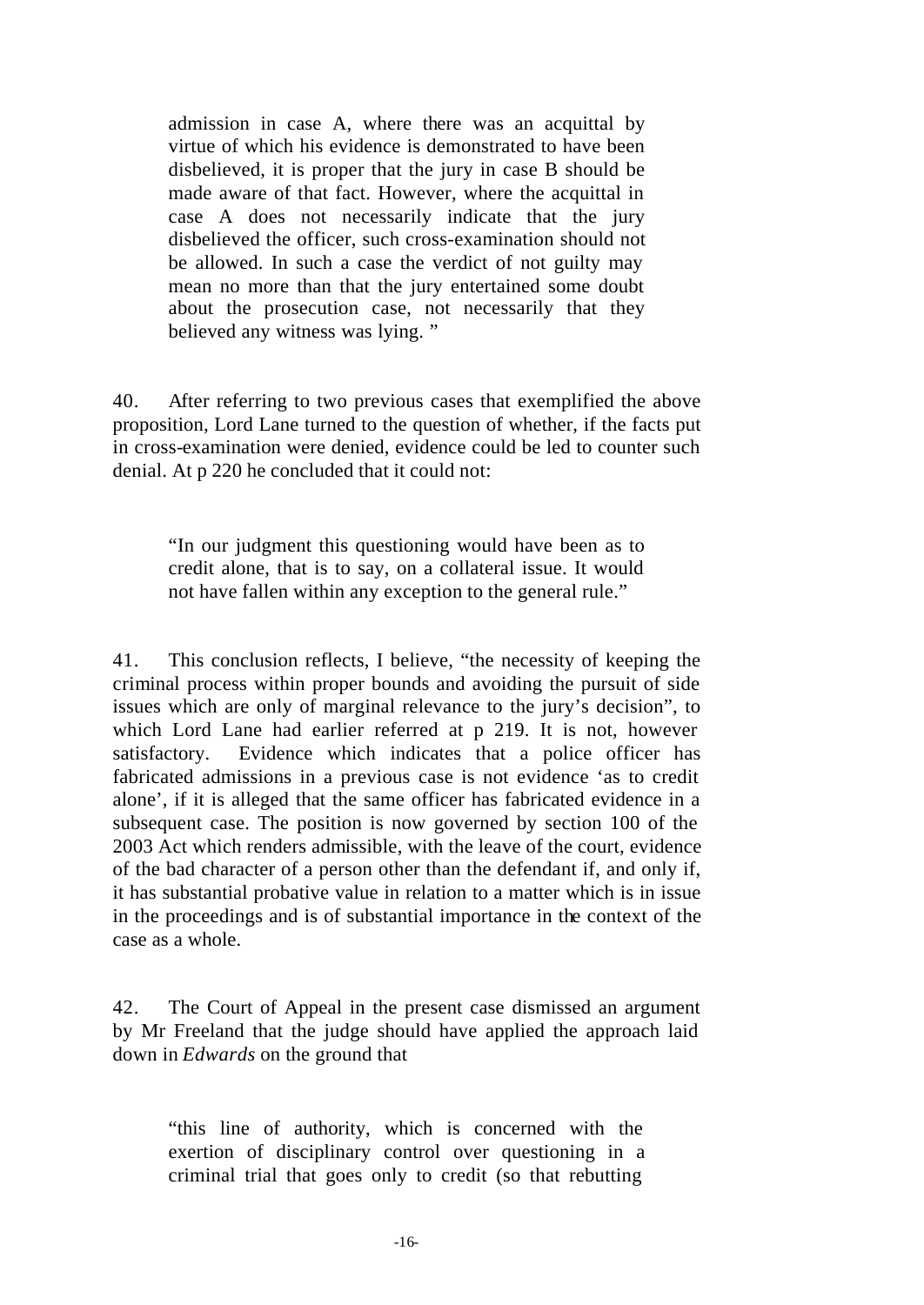> admission in case A, where there was an acquittal by virtue of which his evidence is demonstrated to have been disbelieved, it is proper that the jury in case B should be made aware of that fact. However, where the acquittal in case A does not necessarily indicate that the jury disbelieved the officer, such cross-examination should not be allowed. In such a case the verdict of not guilty may mean no more than that the jury entertained some doubt about the prosecution case, not necessarily that they believed any witness was lying. "

40. After referring to two previous cases that exemplified the above proposition, Lord Lane turned to the question of whether, if the facts put in cross-examination were denied, evidence could be led to counter such denial. At p 220 he concluded that it could not:

> "In our judgment this questioning would have been as to credit alone, that is to say, on a collateral issue. It would not have fallen within any exception to the general rule."

41. This conclusion reflects, I believe, "the necessity of keeping the criminal process within proper bounds and avoiding the pursuit of side issues which are only of marginal relevance to the jury's decision", to which Lord Lane had earlier referred at p 219. It is not, however satisfactory. Evidence which indicates that a police officer has fabricated admissions in a previous case is not evidence 'as to credit alone', if it is alleged that the same officer has fabricated evidence in a subsequent case. The position is now governed by section 100 of the 2003 Act which renders admissible, with the leave of the court, evidence of the bad character of a person other than the defendant if, and only if, it has substantial probative value in relation to a matter which is in issue in the proceedings and is of substantial importance in the context of the case as a whole.

42. The Court of Appeal in the present case dismissed an argument by Mr Freeland that the judge should have applied the approach laid down in *Edwards* on the ground that

> "this line of authority, which is concerned with the exertion of disciplinary control over questioning in a criminal trial that goes only to credit (so that rebutting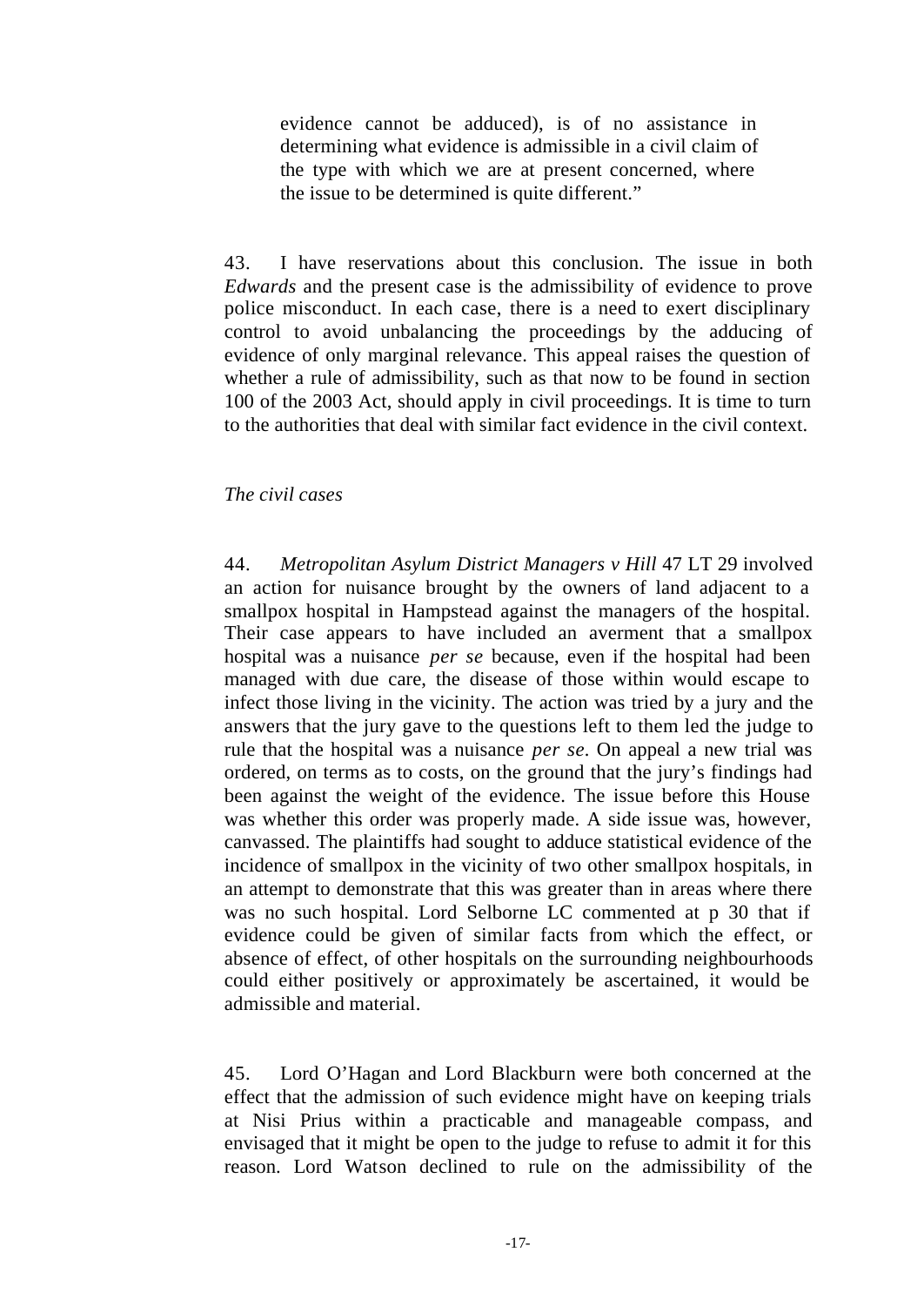> evidence cannot be adduced), is of no assistance in determining what evidence is admissible in a civil claim of the type with which we are at present concerned, where the issue to be determined is quite different."

43. I have reservations about this conclusion. The issue in both *Edwards* and the present case is the admissibility of evidence to prove police misconduct. In each case, there is a need to exert disciplinary control to avoid unbalancing the proceedings by the adducing of evidence of only marginal relevance. This appeal raises the question of whether a rule of admissibility, such as that now to be found in section 100 of the 2003 Act, should apply in civil proceedings. It is time to turn to the authorities that deal with similar fact evidence in the civil context.

*The civil cases*

44. *Metropolitan Asylum District Managers v Hill* 47 LT 29 involved an action for nuisance brought by the owners of land adjacent to a smallpox hospital in Hampstead against the managers of the hospital. Their case appears to have included an averment that a smallpox hospital was a nuisance *per se* because, even if the hospital had been managed with due care, the disease of those within would escape to infect those living in the vicinity. The action was tried by a jury and the answers that the jury gave to the questions left to them led the judge to rule that the hospital was a nuisance *per se*. On appeal a new trial was ordered, on terms as to costs, on the ground that the jury's findings had been against the weight of the evidence. The issue before this House was whether this order was properly made. A side issue was, however, canvassed. The plaintiffs had sought to adduce statistical evidence of the incidence of smallpox in the vicinity of two other smallpox hospitals, in an attempt to demonstrate that this was greater than in areas where there was no such hospital. Lord Selborne LC commented at p 30 that if evidence could be given of similar facts from which the effect, or absence of effect, of other hospitals on the surrounding neighbourhoods could either positively or approximately be ascertained, it would be admissible and material.

45. Lord O'Hagan and Lord Blackburn were both concerned at the effect that the admission of such evidence might have on keeping trials at Nisi Prius within a practicable and manageable compass, and envisaged that it might be open to the judge to refuse to admit it for this reason. Lord Watson declined to rule on the admissibility of the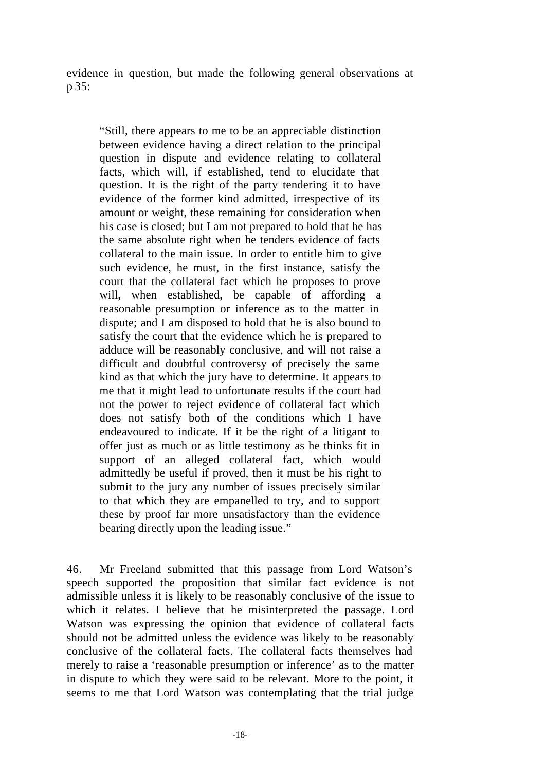evidence in question, but made the following general observations at p 35:

> "Still, there appears to me to be an appreciable distinction between evidence having a direct relation to the principal question in dispute and evidence relating to collateral facts, which will, if established, tend to elucidate that question. It is the right of the party tendering it to have evidence of the former kind admitted, irrespective of its amount or weight, these remaining for consideration when his case is closed; but I am not prepared to hold that he has the same absolute right when he tenders evidence of facts collateral to the main issue. In order to entitle him to give such evidence, he must, in the first instance, satisfy the court that the collateral fact which he proposes to prove will, when established, be capable of affording a reasonable presumption or inference as to the matter in dispute; and I am disposed to hold that he is also bound to satisfy the court that the evidence which he is prepared to adduce will be reasonably conclusive, and will not raise a difficult and doubtful controversy of precisely the same kind as that which the jury have to determine. It appears to me that it might lead to unfortunate results if the court had not the power to reject evidence of collateral fact which does not satisfy both of the conditions which I have endeavoured to indicate. If it be the right of a litigant to offer just as much or as little testimony as he thinks fit in support of an alleged collateral fact, which would admittedly be useful if proved, then it must be his right to submit to the jury any number of issues precisely similar to that which they are empanelled to try, and to support these by proof far more unsatisfactory than the evidence bearing directly upon the leading issue."

46. Mr Freeland submitted that this passage from Lord Watson's speech supported the proposition that similar fact evidence is not admissible unless it is likely to be reasonably conclusive of the issue to which it relates. I believe that he misinterpreted the passage. Lord Watson was expressing the opinion that evidence of collateral facts should not be admitted unless the evidence was likely to be reasonably conclusive of the collateral facts. The collateral facts themselves had merely to raise a 'reasonable presumption or inference' as to the matter in dispute to which they were said to be relevant. More to the point, it seems to me that Lord Watson was contemplating that the trial judge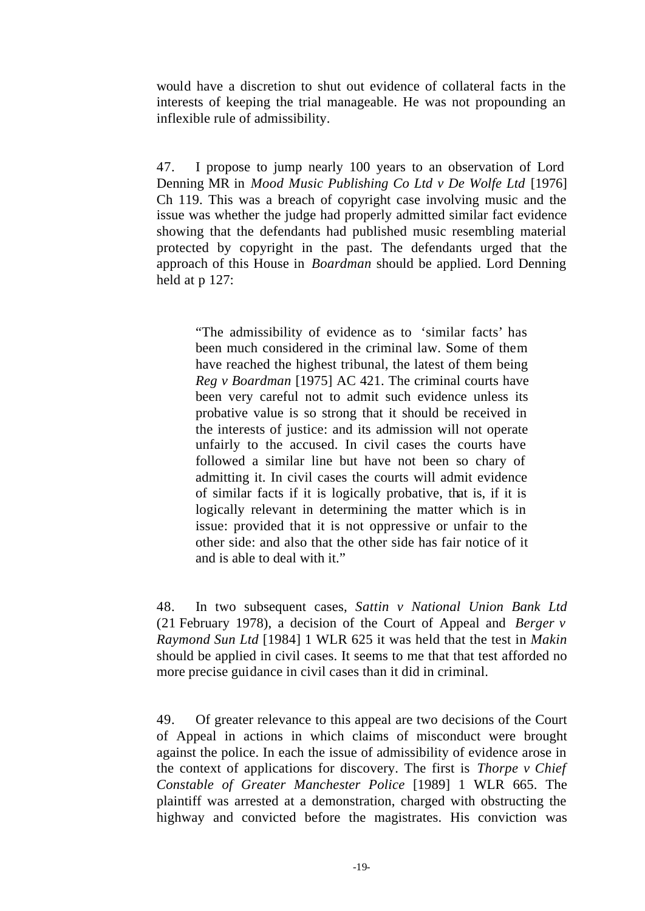would have a discretion to shut out evidence of collateral facts in the interests of keeping the trial manageable. He was not propounding an inflexible rule of admissibility.

47. I propose to jump nearly 100 years to an observation of Lord Denning MR in *Mood Music Publishing Co Ltd v De Wolfe Ltd* [1976] Ch 119. This was a breach of copyright case involving music and the issue was whether the judge had properly admitted similar fact evidence showing that the defendants had published music resembling material protected by copyright in the past. The defendants urged that the approach of this House in *Boardman* should be applied. Lord Denning held at p 127:

> "The admissibility of evidence as to 'similar facts' has been much considered in the criminal law. Some of them have reached the highest tribunal, the latest of them being *Reg v Boardman* [1975] AC 421. The criminal courts have been very careful not to admit such evidence unless its probative value is so strong that it should be received in the interests of justice: and its admission will not operate unfairly to the accused. In civil cases the courts have followed a similar line but have not been so chary of admitting it. In civil cases the courts will admit evidence of similar facts if it is logically probative, that is, if it is logically relevant in determining the matter which is in issue: provided that it is not oppressive or unfair to the other side: and also that the other side has fair notice of it and is able to deal with it."

48. In two subsequent cases, *Sattin v National Union Bank Ltd* (21 February 1978), a decision of the Court of Appeal and *Berger v Raymond Sun Ltd* [1984] 1 WLR 625 it was held that the test in *Makin* should be applied in civil cases. It seems to me that that test afforded no more precise guidance in civil cases than it did in criminal.

49. Of greater relevance to this appeal are two decisions of the Court of Appeal in actions in which claims of misconduct were brought against the police. In each the issue of admissibility of evidence arose in the context of applications for discovery. The first is *Thorpe v Chief Constable of Greater Manchester Police* [1989] 1 WLR 665. The plaintiff was arrested at a demonstration, charged with obstructing the highway and convicted before the magistrates. His conviction was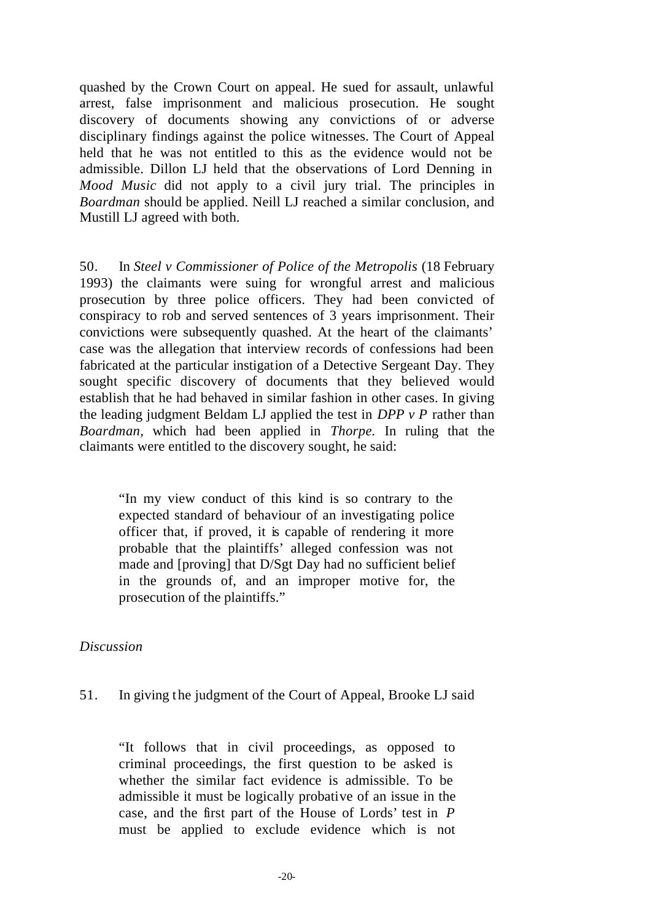quashed by the Crown Court on appeal. He sued for assault, unlawful arrest, false imprisonment and malicious prosecution. He sought discovery of documents showing any convictions of or adverse disciplinary findings against the police witnesses. The Court of Appeal held that he was not entitled to this as the evidence would not be admissible. Dillon LJ held that the observations of Lord Denning in *Mood Music* did not apply to a civil jury trial. The principles in *Boardman* should be applied. Neill LJ reached a similar conclusion, and Mustill LJ agreed with both.

50. In *Steel v Commissioner of Police of the Metropolis* (18 February 1993) the claimants were suing for wrongful arrest and malicious prosecution by three police officers. They had been convicted of conspiracy to rob and served sentences of 3 years imprisonment. Their convictions were subsequently quashed. At the heart of the claimants' case was the allegation that interview records of confessions had been fabricated at the particular instigation of a Detective Sergeant Day. They sought specific discovery of documents that they believed would establish that he had behaved in similar fashion in other cases. In giving the leading judgment Beldam LJ applied the test in *DPP v P* rather than *Boardman*, which had been applied in *Thorpe.* In ruling that the claimants were entitled to the discovery sought, he said:

> "In my view conduct of this kind is so contrary to the expected standard of behaviour of an investigating police officer that, if proved, it is capable of rendering it more probable that the plaintiffs' alleged confession was not made and [proving] that D/Sgt Day had no sufficient belief in the grounds of, and an improper motive for, the prosecution of the plaintiffs."

*Discussion*

51. In giving the judgment of the Court of Appeal, Brooke LJ said

> "It follows that in civil proceedings, as opposed to criminal proceedings, the first question to be asked is whether the similar fact evidence is admissible. To be admissible it must be logically probative of an issue in the case, and the first part of the House of Lords' test in *P* must be applied to exclude evidence which is not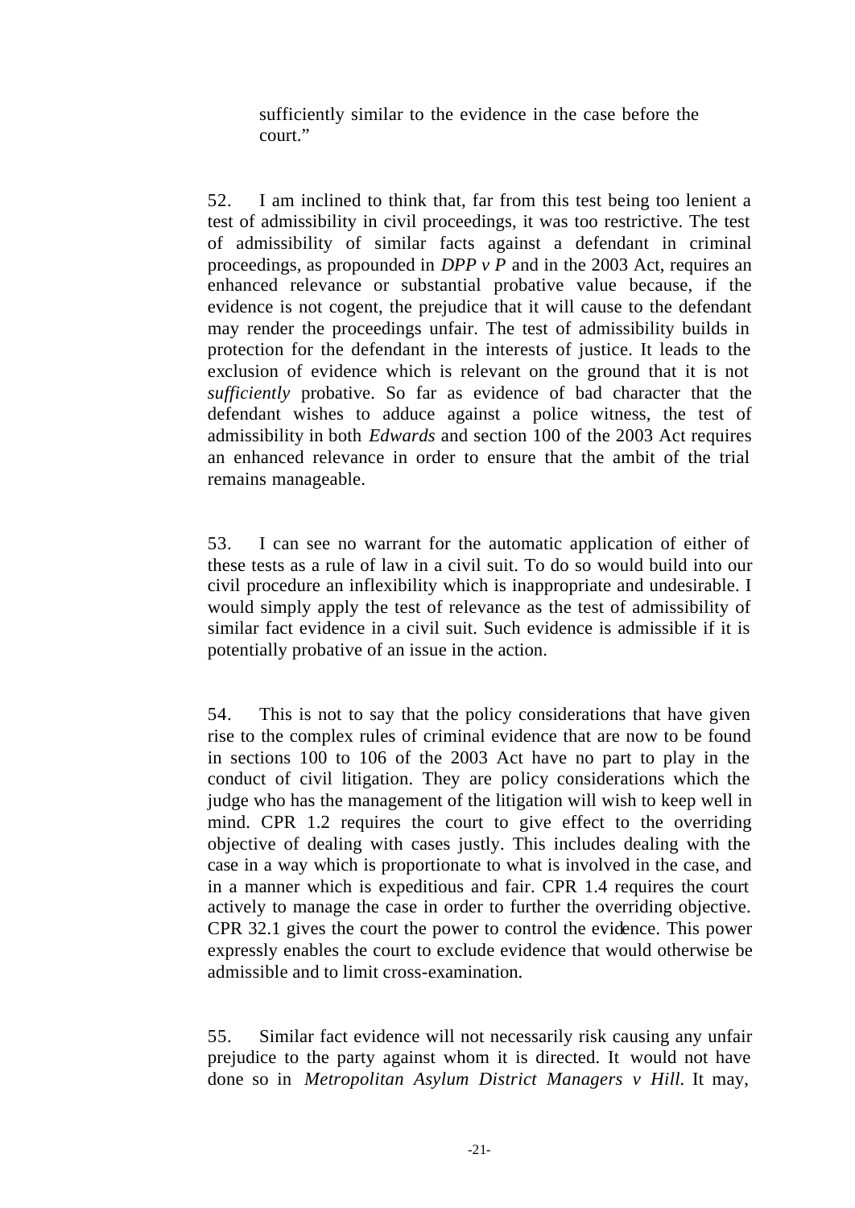sufficiently similar to the evidence in the case before the court."

52. I am inclined to think that, far from this test being too lenient a test of admissibility in civil proceedings, it was too restrictive. The test of admissibility of similar facts against a defendant in criminal proceedings, as propounded in *DPP v P* and in the 2003 Act, requires an enhanced relevance or substantial probative value because, if the evidence is not cogent, the prejudice that it will cause to the defendant may render the proceedings unfair. The test of admissibility builds in protection for the defendant in the interests of justice. It leads to the exclusion of evidence which is relevant on the ground that it is not *sufficiently* probative. So far as evidence of bad character that the defendant wishes to adduce against a police witness, the test of admissibility in both *Edwards* and section 100 of the 2003 Act requires an enhanced relevance in order to ensure that the ambit of the trial remains manageable.

53. I can see no warrant for the automatic application of either of these tests as a rule of law in a civil suit. To do so would build into our civil procedure an inflexibility which is inappropriate and undesirable. I would simply apply the test of relevance as the test of admissibility of similar fact evidence in a civil suit. Such evidence is admissible if it is potentially probative of an issue in the action.

54. This is not to say that the policy considerations that have given rise to the complex rules of criminal evidence that are now to be found in sections 100 to 106 of the 2003 Act have no part to play in the conduct of civil litigation. They are policy considerations which the judge who has the management of the litigation will wish to keep well in mind. CPR 1.2 requires the court to give effect to the overriding objective of dealing with cases justly. This includes dealing with the case in a way which is proportionate to what is involved in the case, and in a manner which is expeditious and fair. CPR 1.4 requires the court actively to manage the case in order to further the overriding objective. CPR 32.1 gives the court the power to control the evidence. This power expressly enables the court to exclude evidence that would otherwise be admissible and to limit cross-examination.

55. Similar fact evidence will not necessarily risk causing any unfair prejudice to the party against whom it is directed. It would not have done so in *Metropolitan Asylum District Managers v Hill*. It may,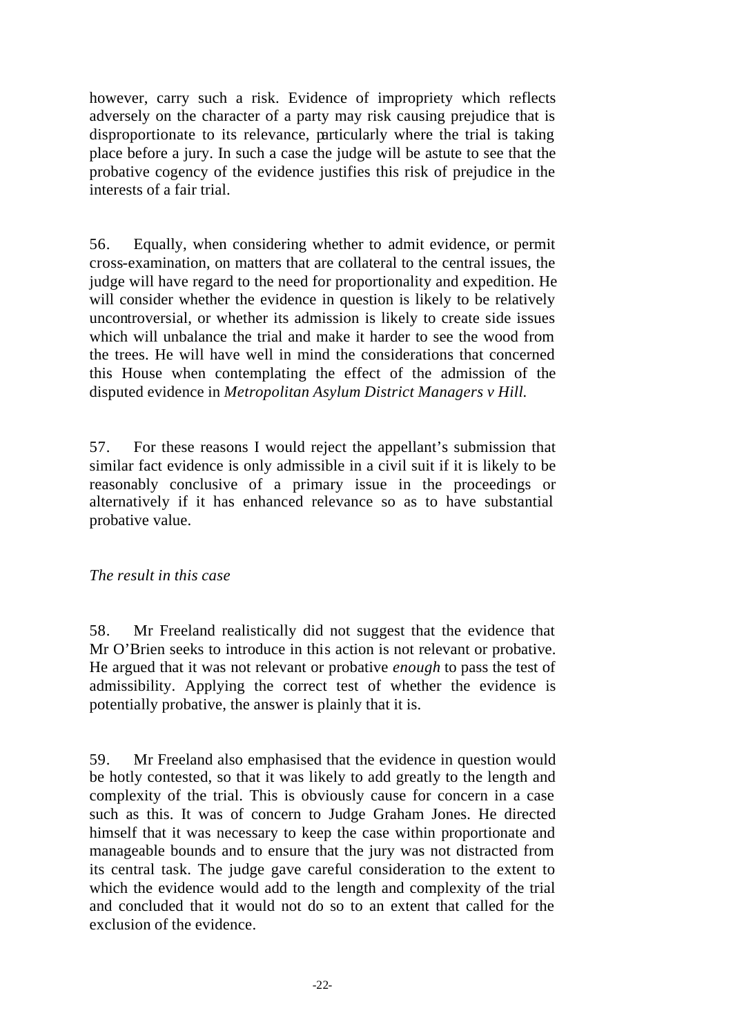however, carry such a risk. Evidence of impropriety which reflects adversely on the character of a party may risk causing prejudice that is disproportionate to its relevance, particularly where the trial is taking place before a jury. In such a case the judge will be astute to see that the probative cogency of the evidence justifies this risk of prejudice in the interests of a fair trial.

56. Equally, when considering whether to admit evidence, or permit cross-examination, on matters that are collateral to the central issues, the judge will have regard to the need for proportionality and expedition. He will consider whether the evidence in question is likely to be relatively uncontroversial, or whether its admission is likely to create side issues which will unbalance the trial and make it harder to see the wood from the trees. He will have well in mind the considerations that concerned this House when contemplating the effect of the admission of the disputed evidence in *Metropolitan Asylum District Managers v Hill.*

57. For these reasons I would reject the appellant's submission that similar fact evidence is only admissible in a civil suit if it is likely to be reasonably conclusive of a primary issue in the proceedings or alternatively if it has enhanced relevance so as to have substantial probative value.

*The result in this case*

58. Mr Freeland realistically did not suggest that the evidence that Mr O'Brien seeks to introduce in this action is not relevant or probative. He argued that it was not relevant or probative *enough* to pass the test of admissibility. Applying the correct test of whether the evidence is potentially probative, the answer is plainly that it is.

59. Mr Freeland also emphasised that the evidence in question would be hotly contested, so that it was likely to add greatly to the length and complexity of the trial. This is obviously cause for concern in a case such as this. It was of concern to Judge Graham Jones. He directed himself that it was necessary to keep the case within proportionate and manageable bounds and to ensure that the jury was not distracted from its central task. The judge gave careful consideration to the extent to which the evidence would add to the length and complexity of the trial and concluded that it would not do so to an extent that called for the exclusion of the evidence.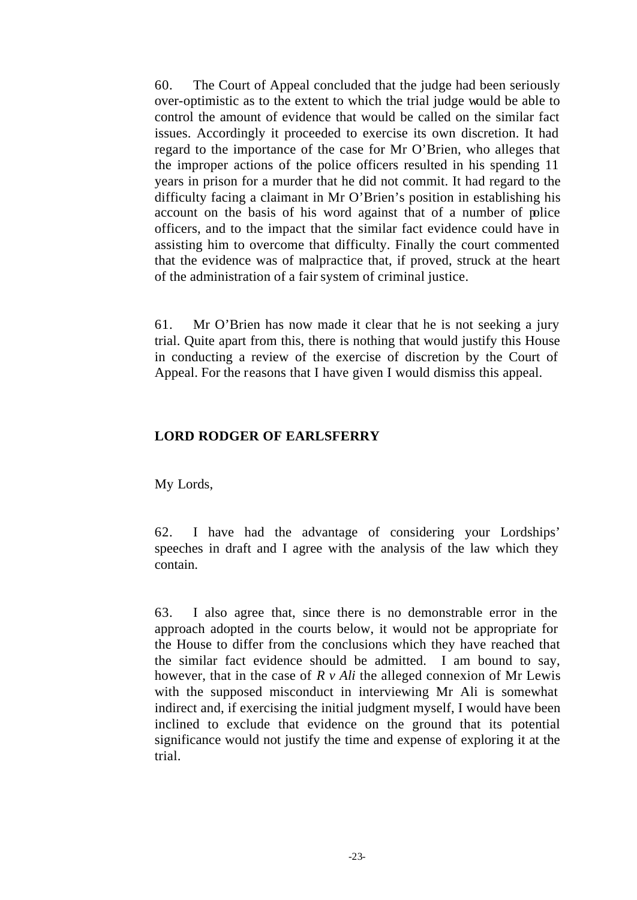60. The Court of Appeal concluded that the judge had been seriously over-optimistic as to the extent to which the trial judge would be able to control the amount of evidence that would be called on the similar fact issues. Accordingly it proceeded to exercise its own discretion. It had regard to the importance of the case for Mr O'Brien, who alleges that the improper actions of the police officers resulted in his spending 11 years in prison for a murder that he did not commit. It had regard to the difficulty facing a claimant in Mr O'Brien's position in establishing his account on the basis of his word against that of a number of police officers, and to the impact that the similar fact evidence could have in assisting him to overcome that difficulty. Finally the court commented that the evidence was of malpractice that, if proved, struck at the heart of the administration of a fair system of criminal justice.

61. Mr O'Brien has now made it clear that he is not seeking a jury trial. Quite apart from this, there is nothing that would justify this House in conducting a review of the exercise of discretion by the Court of Appeal. For the reasons that I have given I would dismiss this appeal.

## LORD RODGER OF EARLSFERRY

My Lords,

62. I have had the advantage of considering your Lordships' speeches in draft and I agree with the analysis of the law which they contain.

63. I also agree that, since there is no demonstrable error in the approach adopted in the courts below, it would not be appropriate for the House to differ from the conclusions which they have reached that the similar fact evidence should be admitted. I am bound to say, however, that in the case of *R v Ali* the alleged connexion of Mr Lewis with the supposed misconduct in interviewing Mr Ali is somewhat indirect and, if exercising the initial judgment myself, I would have been inclined to exclude that evidence on the ground that its potential significance would not justify the time and expense of exploring it at the trial.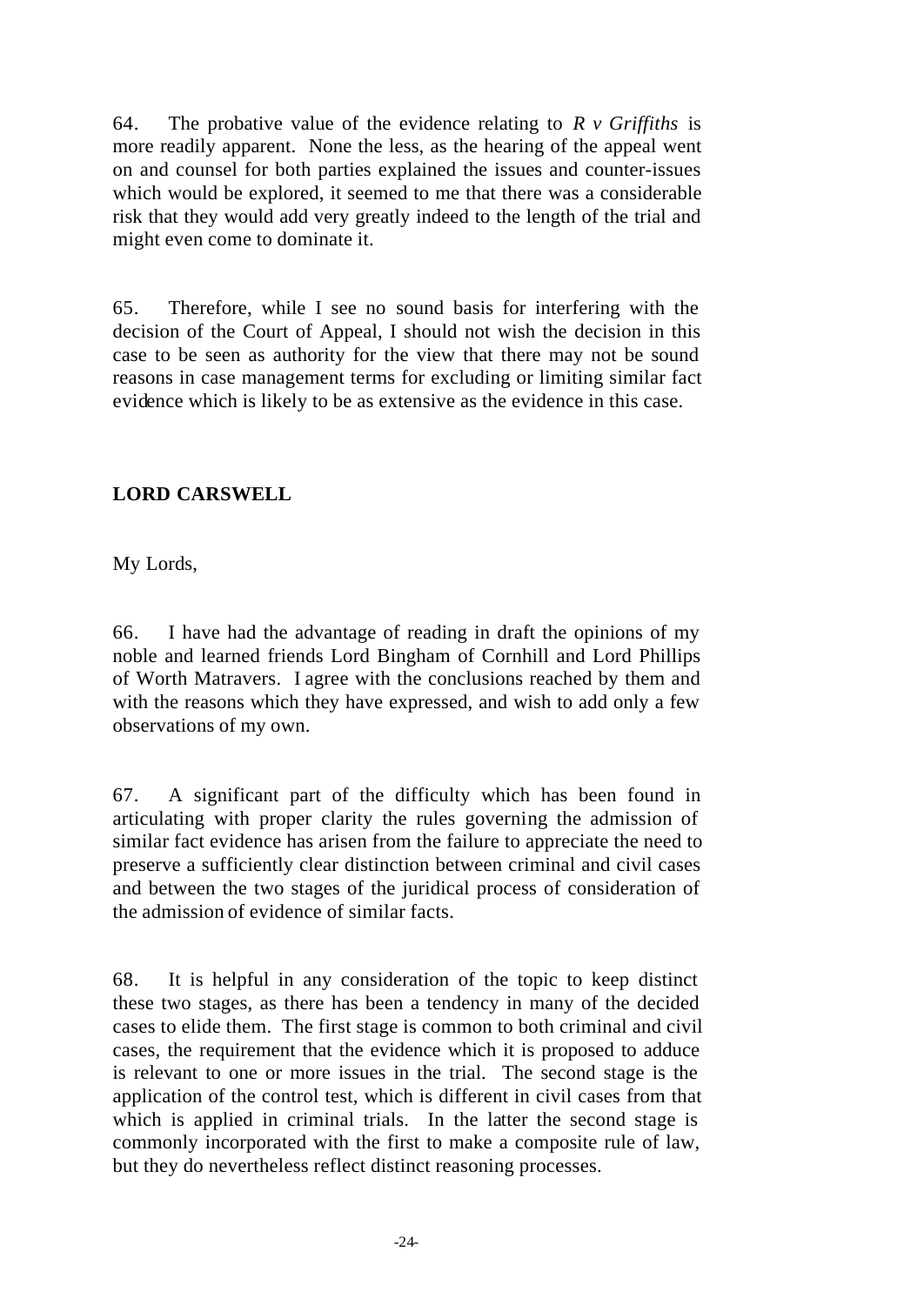64. The probative value of the evidence relating to *R v Griffiths* is more readily apparent. None the less, as the hearing of the appeal went on and counsel for both parties explained the issues and counter-issues which would be explored, it seemed to me that there was a considerable risk that they would add very greatly indeed to the length of the trial and might even come to dominate it.

65. Therefore, while I see no sound basis for interfering with the decision of the Court of Appeal, I should not wish the decision in this case to be seen as authority for the view that there may not be sound reasons in case management terms for excluding or limiting similar fact evidence which is likely to be as extensive as the evidence in this case.

**LORD CARSWELL**

My Lords,

66. I have had the advantage of reading in draft the opinions of my noble and learned friends Lord Bingham of Cornhill and Lord Phillips of Worth Matravers. I agree with the conclusions reached by them and with the reasons which they have expressed, and wish to add only a few observations of my own.

67. A significant part of the difficulty which has been found in articulating with proper clarity the rules governing the admission of similar fact evidence has arisen from the failure to appreciate the need to preserve a sufficiently clear distinction between criminal and civil cases and between the two stages of the juridical process of consideration of the admission of evidence of similar facts.

68. It is helpful in any consideration of the topic to keep distinct these two stages, as there has been a tendency in many of the decided cases to elide them. The first stage is common to both criminal and civil cases, the requirement that the evidence which it is proposed to adduce is relevant to one or more issues in the trial. The second stage is the application of the control test, which is different in civil cases from that which is applied in criminal trials. In the latter the second stage is commonly incorporated with the first to make a composite rule of law, but they do nevertheless reflect distinct reasoning processes.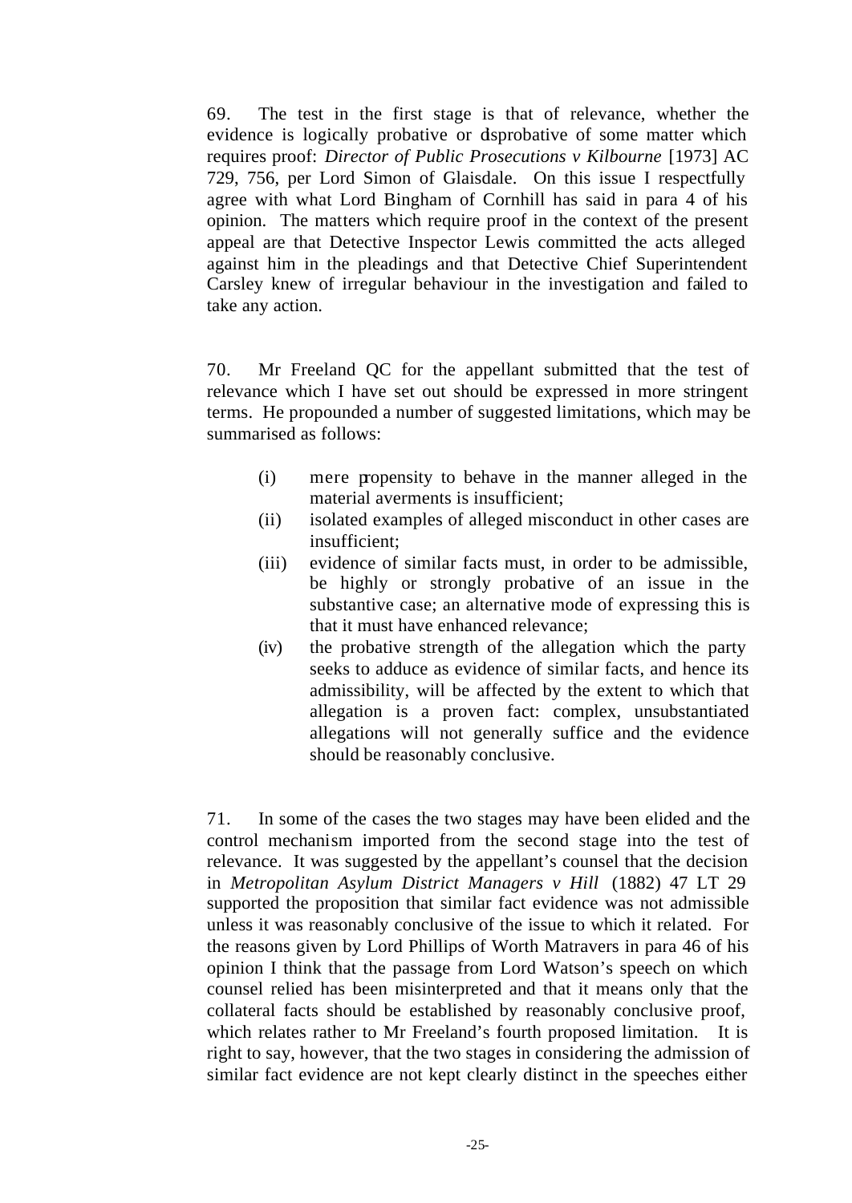69. The test in the first stage is that of relevance, whether the evidence is logically probative or disprobative of some matter which requires proof: *Director of Public Prosecutions v Kilbourne* [1973] AC 729, 756, per Lord Simon of Glaisdale. On this issue I respectfully agree with what Lord Bingham of Cornhill has said in para 4 of his opinion. The matters which require proof in the context of the present appeal are that Detective Inspector Lewis committed the acts alleged against him in the pleadings and that Detective Chief Superintendent Carsley knew of irregular behaviour in the investigation and failed to take any action.

70. Mr Freeland QC for the appellant submitted that the test of relevance which I have set out should be expressed in more stringent terms. He propounded a number of suggested limitations, which may be summarised as follows:

- (i) mere propensity to behave in the manner alleged in the material averments is insufficient;
- (ii) isolated examples of alleged misconduct in other cases are insufficient;
- (iii) evidence of similar facts must, in order to be admissible, be highly or strongly probative of an issue in the substantive case; an alternative mode of expressing this is that it must have enhanced relevance;
- (iv) the probative strength of the allegation which the party seeks to adduce as evidence of similar facts, and hence its admissibility, will be affected by the extent to which that allegation is a proven fact: complex, unsubstantiated allegations will not generally suffice and the evidence should be reasonably conclusive.

71. In some of the cases the two stages may have been elided and the control mechanism imported from the second stage into the test of relevance. It was suggested by the appellant's counsel that the decision in *Metropolitan Asylum District Managers v Hill* (1882) 47 LT 29 supported the proposition that similar fact evidence was not admissible unless it was reasonably conclusive of the issue to which it related. For the reasons given by Lord Phillips of Worth Matravers in para 46 of his opinion I think that the passage from Lord Watson's speech on which counsel relied has been misinterpreted and that it means only that the collateral facts should be established by reasonably conclusive proof, which relates rather to Mr Freeland's fourth proposed limitation. It is right to say, however, that the two stages in considering the admission of similar fact evidence are not kept clearly distinct in the speeches either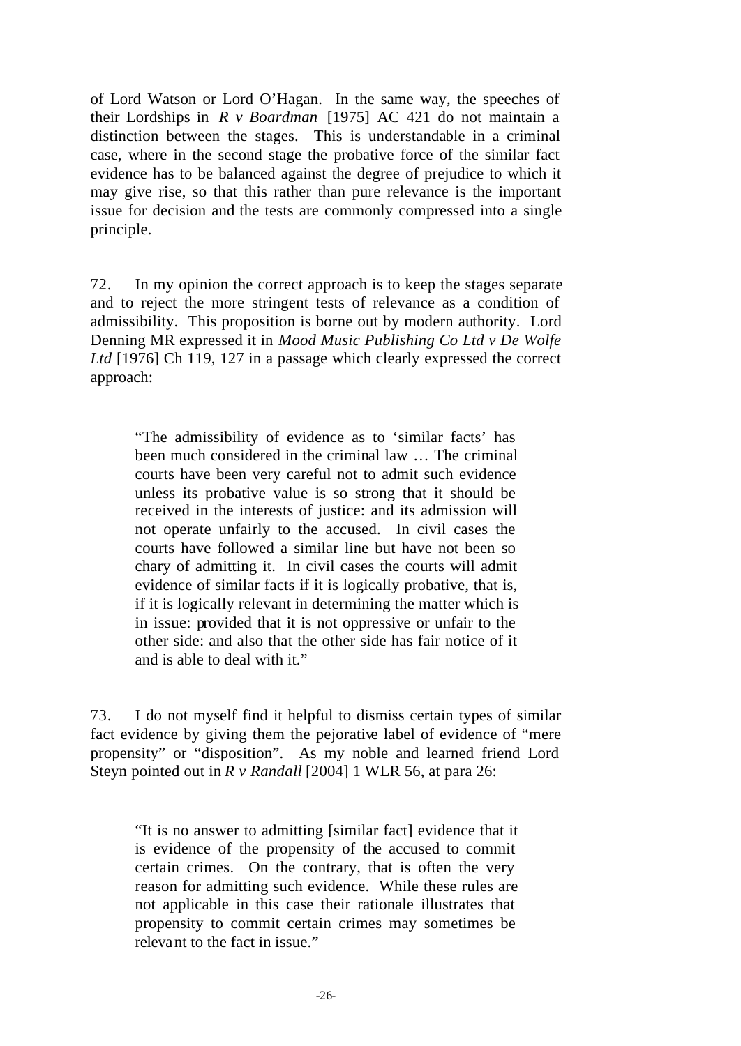of Lord Watson or Lord O'Hagan. In the same way, the speeches of their Lordships in *R v Boardman* [1975] AC 421 do not maintain a distinction between the stages. This is understandable in a criminal case, where in the second stage the probative force of the similar fact evidence has to be balanced against the degree of prejudice to which it may give rise, so that this rather than pure relevance is the important issue for decision and the tests are commonly compressed into a single principle.

72. In my opinion the correct approach is to keep the stages separate and to reject the more stringent tests of relevance as a condition of admissibility. This proposition is borne out by modern authority. Lord Denning MR expressed it in *Mood Music Publishing Co Ltd v De Wolfe Ltd* [1976] Ch 119, 127 in a passage which clearly expressed the correct approach:

> "The admissibility of evidence as to 'similar facts' has been much considered in the criminal law … The criminal courts have been very careful not to admit such evidence unless its probative value is so strong that it should be received in the interests of justice: and its admission will not operate unfairly to the accused. In civil cases the courts have followed a similar line but have not been so chary of admitting it. In civil cases the courts will admit evidence of similar facts if it is logically probative, that is, if it is logically relevant in determining the matter which is in issue: provided that it is not oppressive or unfair to the other side: and also that the other side has fair notice of it and is able to deal with it."

73. I do not myself find it helpful to dismiss certain types of similar fact evidence by giving them the pejorative label of evidence of "mere propensity" or "disposition". As my noble and learned friend Lord Steyn pointed out in *R v Randall* [2004] 1 WLR 56, at para 26:

> "It is no answer to admitting [similar fact] evidence that it is evidence of the propensity of the accused to commit certain crimes. On the contrary, that is often the very reason for admitting such evidence. While these rules are not applicable in this case their rationale illustrates that propensity to commit certain crimes may sometimes be relevant to the fact in issue."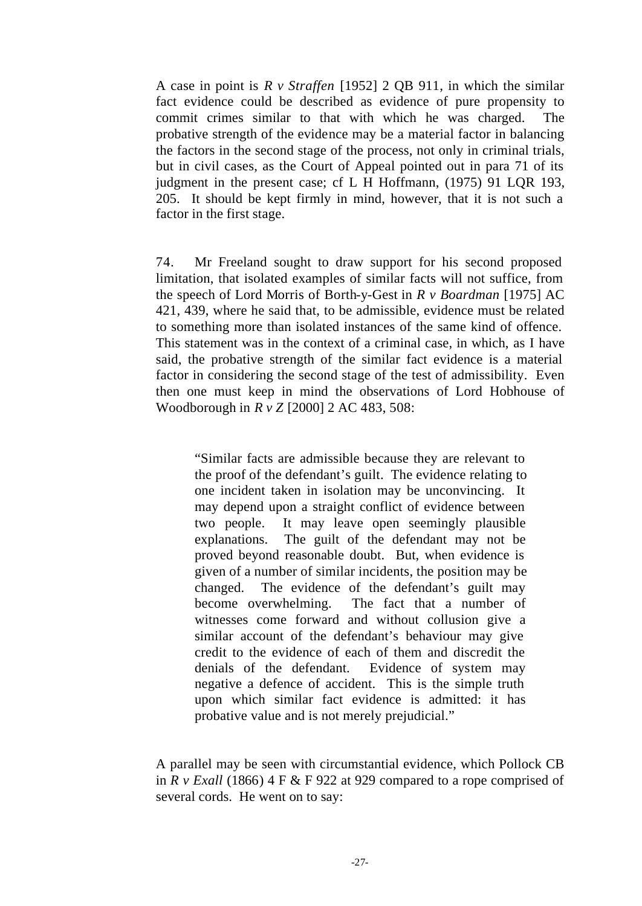A case in point is *R v Straffen* [1952] 2 QB 911, in which the similar fact evidence could be described as evidence of pure propensity to commit crimes similar to that with which he was charged. The probative strength of the evidence may be a material factor in balancing the factors in the second stage of the process, not only in criminal trials, but in civil cases, as the Court of Appeal pointed out in para 71 of its judgment in the present case; cf L H Hoffmann, (1975) 91 LQR 193, 205. It should be kept firmly in mind, however, that it is not such a factor in the first stage.

74. Mr Freeland sought to draw support for his second proposed limitation, that isolated examples of similar facts will not suffice, from the speech of Lord Morris of Borth-y-Gest in *R v Boardman* [1975] AC 421, 439, where he said that, to be admissible, evidence must be related to something more than isolated instances of the same kind of offence. This statement was in the context of a criminal case, in which, as I have said, the probative strength of the similar fact evidence is a material factor in considering the second stage of the test of admissibility. Even then one must keep in mind the observations of Lord Hobhouse of Woodborough in *R v Z* [2000] 2 AC 483, 508:

> "Similar facts are admissible because they are relevant to the proof of the defendant's guilt. The evidence relating to one incident taken in isolation may be unconvincing. It may depend upon a straight conflict of evidence between two people. It may leave open seemingly plausible explanations. The guilt of the defendant may not be proved beyond reasonable doubt. But, when evidence is given of a number of similar incidents, the position may be changed. The evidence of the defendant's guilt may become overwhelming. The fact that a number of witnesses come forward and without collusion give a similar account of the defendant's behaviour may give credit to the evidence of each of them and discredit the denials of the defendant. Evidence of system may negative a defence of accident. This is the simple truth upon which similar fact evidence is admitted: it has probative value and is not merely prejudicial."

A parallel may be seen with circumstantial evidence, which Pollock CB in *R v Exall* (1866) 4 F & F 922 at 929 compared to a rope comprised of several cords. He went on to say: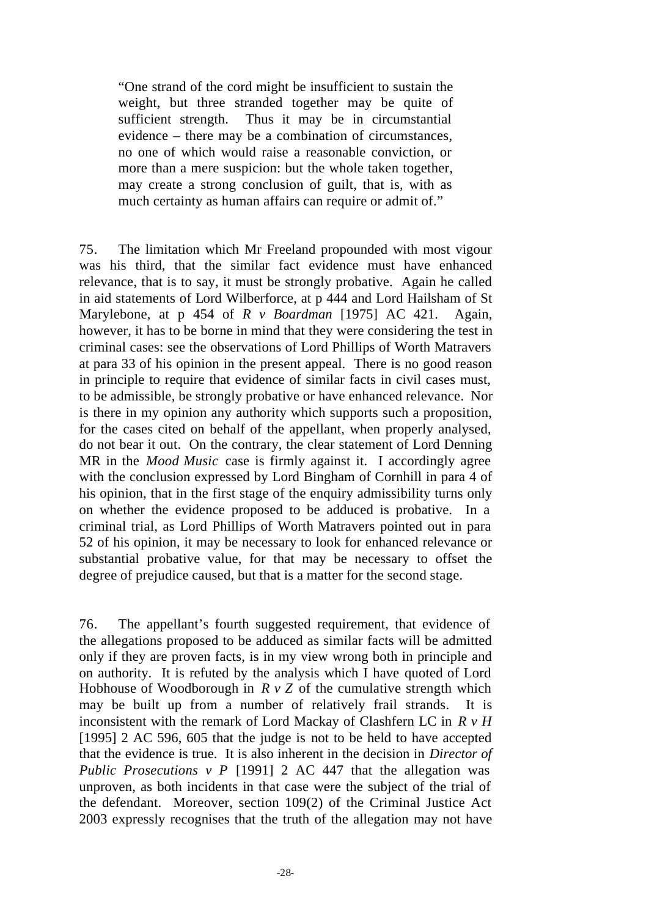> "One strand of the cord might be insufficient to sustain the weight, but three stranded together may be quite of sufficient strength. Thus it may be in circumstantial evidence – there may be a combination of circumstances, no one of which would raise a reasonable conviction, or more than a mere suspicion: but the whole taken together, may create a strong conclusion of guilt, that is, with as much certainty as human affairs can require or admit of."

75. The limitation which Mr Freeland propounded with most vigour was his third, that the similar fact evidence must have enhanced relevance, that is to say, it must be strongly probative. Again he called in aid statements of Lord Wilberforce, at p 444 and Lord Hailsham of St Marylebone, at p 454 of *R v Boardman* [1975] AC 421. Again, however, it has to be borne in mind that they were considering the test in criminal cases: see the observations of Lord Phillips of Worth Matravers at para 33 of his opinion in the present appeal. There is no good reason in principle to require that evidence of similar facts in civil cases must, to be admissible, be strongly probative or have enhanced relevance. Nor is there in my opinion any authority which supports such a proposition, for the cases cited on behalf of the appellant, when properly analysed, do not bear it out. On the contrary, the clear statement of Lord Denning MR in the *Mood Music* case is firmly against it. I accordingly agree with the conclusion expressed by Lord Bingham of Cornhill in para 4 of his opinion, that in the first stage of the enquiry admissibility turns only on whether the evidence proposed to be adduced is probative. In a criminal trial, as Lord Phillips of Worth Matravers pointed out in para 52 of his opinion, it may be necessary to look for enhanced relevance or substantial probative value, for that may be necessary to offset the degree of prejudice caused, but that is a matter for the second stage.

76. The appellant's fourth suggested requirement, that evidence of the allegations proposed to be adduced as similar facts will be admitted only if they are proven facts, is in my view wrong both in principle and on authority. It is refuted by the analysis which I have quoted of Lord Hobhouse of Woodborough in *R v Z* of the cumulative strength which may be built up from a number of relatively frail strands. It is inconsistent with the remark of Lord Mackay of Clashfern LC in *R v H* [1995] 2 AC 596, 605 that the judge is not to be held to have accepted that the evidence is true. It is also inherent in the decision in *Director of Public Prosecutions v P* [1991] 2 AC 447 that the allegation was unproven, as both incidents in that case were the subject of the trial of the defendant. Moreover, section 109(2) of the Criminal Justice Act 2003 expressly recognises that the truth of the allegation may not have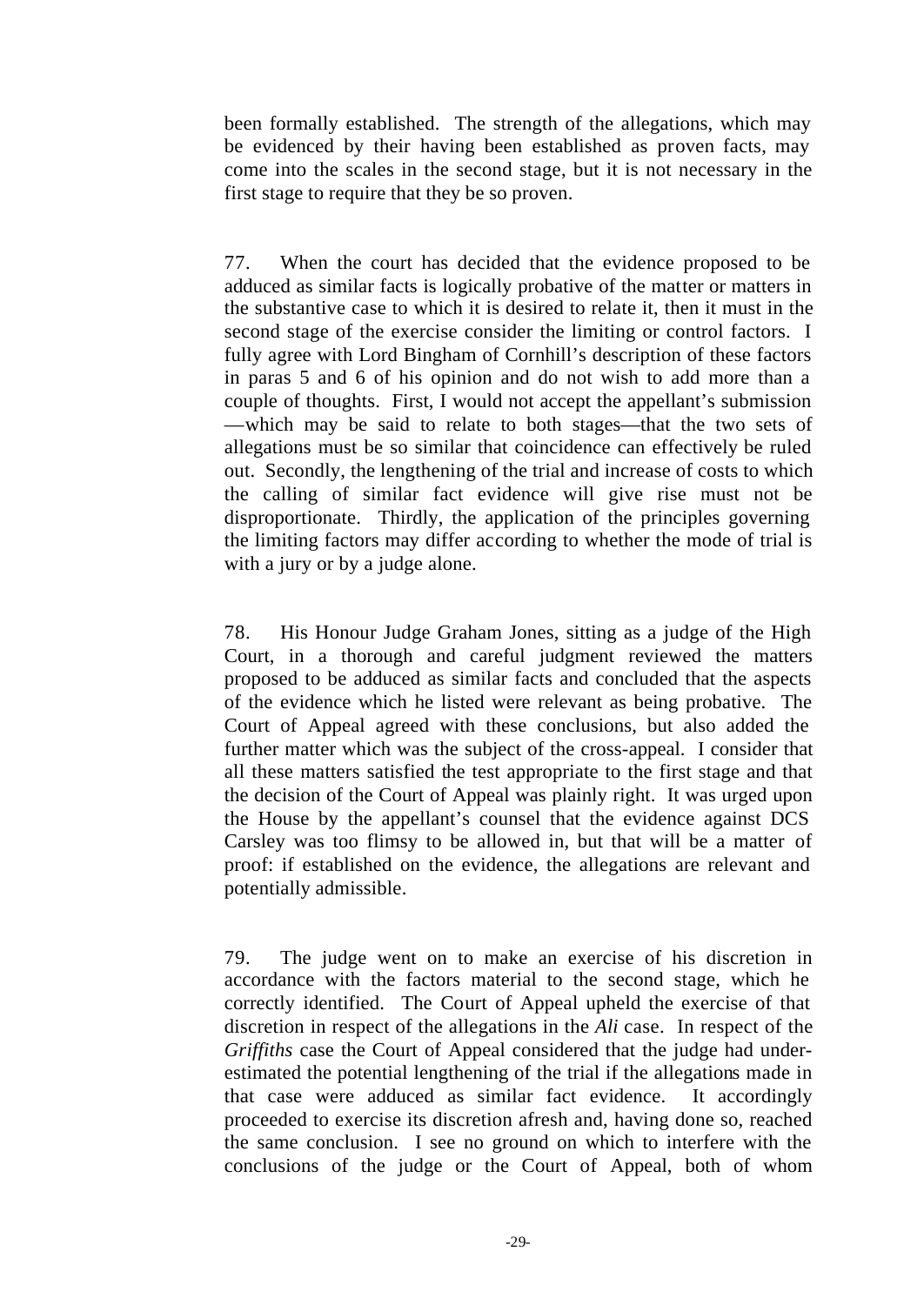been formally established. The strength of the allegations, which may be evidenced by their having been established as proven facts, may come into the scales in the second stage, but it is not necessary in the first stage to require that they be so proven.

77. When the court has decided that the evidence proposed to be adduced as similar facts is logically probative of the matter or matters in the substantive case to which it is desired to relate it, then it must in the second stage of the exercise consider the limiting or control factors. I fully agree with Lord Bingham of Cornhill's description of these factors in paras 5 and 6 of his opinion and do not wish to add more than a couple of thoughts. First, I would not accept the appellant's submission —which may be said to relate to both stages—that the two sets of allegations must be so similar that coincidence can effectively be ruled out. Secondly, the lengthening of the trial and increase of costs to which the calling of similar fact evidence will give rise must not be disproportionate. Thirdly, the application of the principles governing the limiting factors may differ according to whether the mode of trial is with a jury or by a judge alone.

78. His Honour Judge Graham Jones, sitting as a judge of the High Court, in a thorough and careful judgment reviewed the matters proposed to be adduced as similar facts and concluded that the aspects of the evidence which he listed were relevant as being probative. The Court of Appeal agreed with these conclusions, but also added the further matter which was the subject of the cross-appeal. I consider that all these matters satisfied the test appropriate to the first stage and that the decision of the Court of Appeal was plainly right. It was urged upon the House by the appellant's counsel that the evidence against DCS Carsley was too flimsy to be allowed in, but that will be a matter of proof: if established on the evidence, the allegations are relevant and potentially admissible.

79. The judge went on to make an exercise of his discretion in accordance with the factors material to the second stage, which he correctly identified. The Court of Appeal upheld the exercise of that discretion in respect of the allegations in the *Ali* case. In respect of the *Griffiths* case the Court of Appeal considered that the judge had underestimated the potential lengthening of the trial if the allegations made in that case were adduced as similar fact evidence. It accordingly proceeded to exercise its discretion afresh and, having done so, reached the same conclusion. I see no ground on which to interfere with the conclusions of the judge or the Court of Appeal, both of whom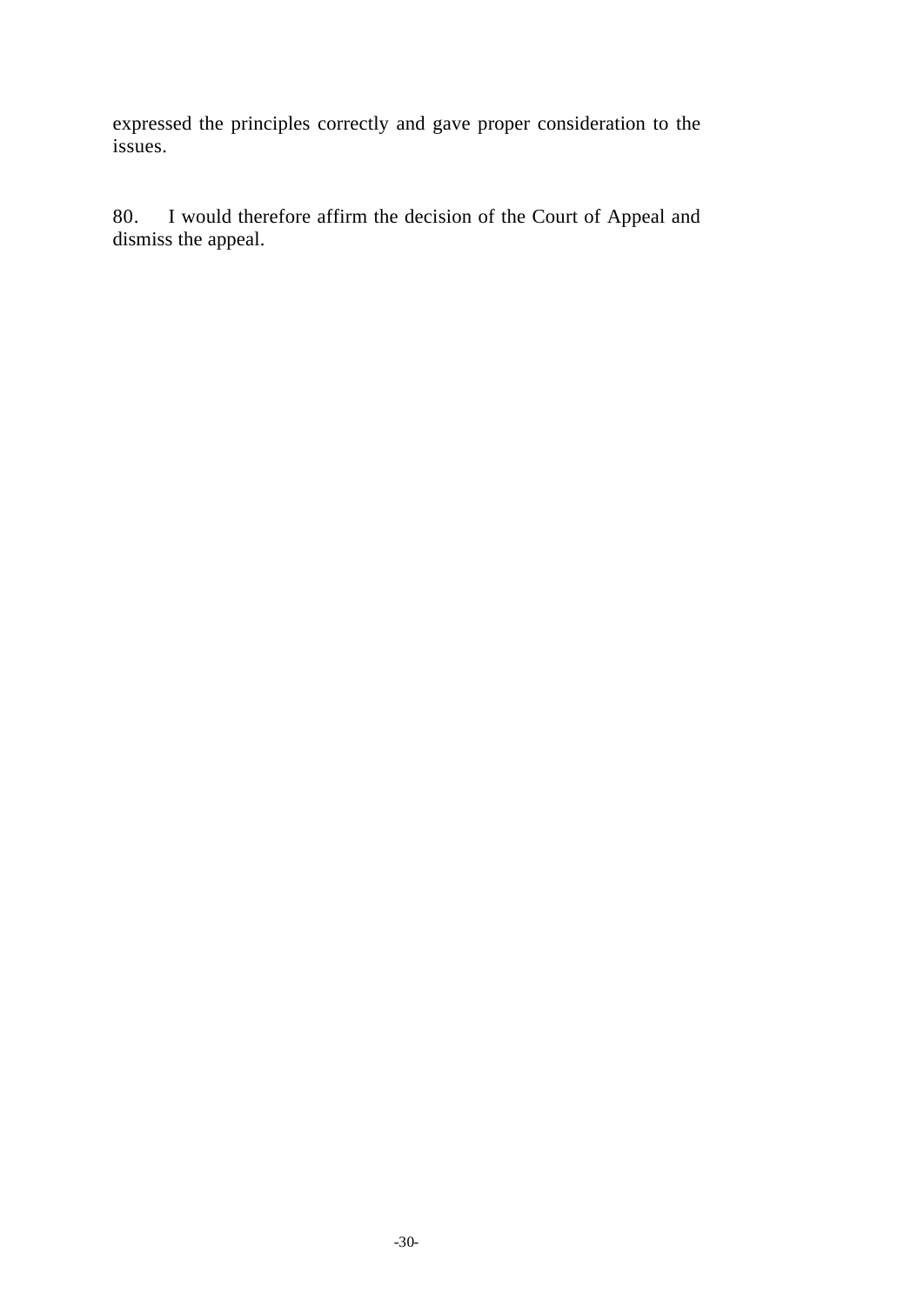expressed the principles correctly and gave proper consideration to the issues.

80. I would therefore affirm the decision of the Court of Appeal and dismiss the appeal.